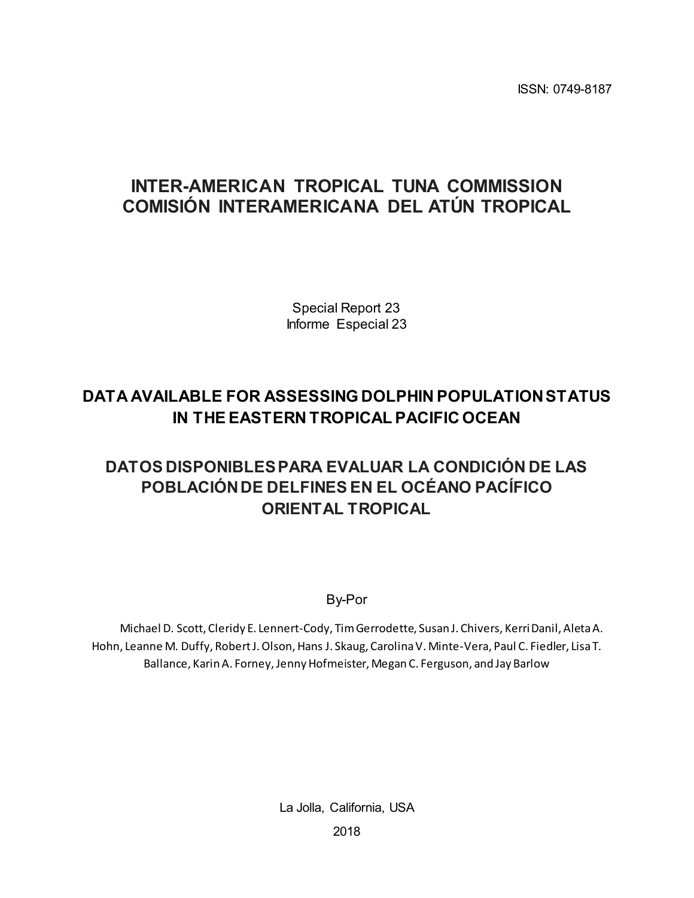ISSN: 0749-8187

# INTER-AMERICAN TROPICAL TUNA COMMISSION
# COMISIÓN INTERAMERICANA DEL ATÚN TROPICAL

Special Report 23
Informe Especial 23

## DATA AVAILABLE FOR ASSESSING DOLPHIN POPULATION STATUS IN THE EASTERN TROPICAL PACIFIC OCEAN

## DATOS DISPONIBLES PARA EVALUAR LA CONDICIÓN DE LAS POBLACIÓN DE DELFINES EN EL OCÉANO PACÍFICO ORIENTAL TROPICAL

By-Por

Michael D. Scott, Cleridy E. Lennert-Cody, Tim Gerrodette, Susan J. Chivers, Kerri Danil, Aleta A. Hohn, Leanne M. Duffy, Robert J. Olson, Hans J. Skaug, Carolina V. Minte-Vera, Paul C. Fiedler, Lisa T. Ballance, Karin A. Forney, Jenny Hofmeister, Megan C. Ferguson, and Jay Barlow

La Jolla, California, USA

2018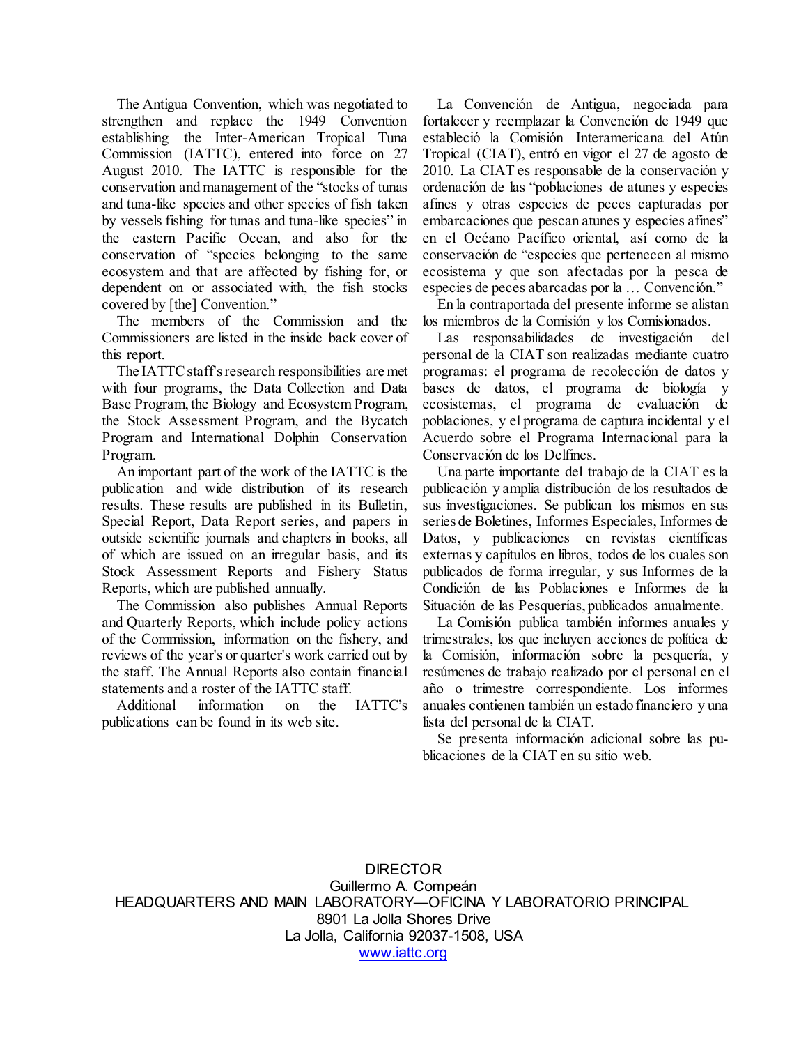The Antigua Convention, which was negotiated to strengthen and replace the 1949 Convention establishing the Inter-American Tropical Tuna Commission (IATTC), entered into force on 27 August 2010. The IATTC is responsible for the conservation and management of the "stocks of tunas and tuna-like species and other species of fish taken by vessels fishing for tunas and tuna-like species" in the eastern Pacific Ocean, and also for the conservation of "species belonging to the same ecosystem and that are affected by fishing for, or dependent on or associated with, the fish stocks covered by [the] Convention."

The members of the Commission and the Commissioners are listed in the inside back cover of this report.

The IATTC staff's research responsibilities are met with four programs, the Data Collection and Data Base Program, the Biology and Ecosystem Program, the Stock Assessment Program, and the Bycatch Program and International Dolphin Conservation Program.

An important part of the work of the IATTC is the publication and wide distribution of its research results. These results are published in its Bulletin, Special Report, Data Report series, and papers in outside scientific journals and chapters in books, all of which are issued on an irregular basis, and its Stock Assessment Reports and Fishery Status Reports, which are published annually.

The Commission also publishes Annual Reports and Quarterly Reports, which include policy actions of the Commission, information on the fishery, and reviews of the year's or quarter's work carried out by the staff. The Annual Reports also contain financial statements and a roster of the IATTC staff.

Additional information on the IATTC's publications can be found in its web site.

La Convención de Antigua, negociada para fortalecer y reemplazar la Convención de 1949 que estableció la Comisión Interamericana del Atún Tropical (CIAT), entró en vigor el 27 de agosto de 2010. La CIAT es responsable de la conservación y ordenación de las "poblaciones de atunes y especies afines y otras especies de peces capturadas por embarcaciones que pescan atunes y especies afines" en el Océano Pacífico oriental, así como de la conservación de "especies que pertenecen al mismo ecosistema y que son afectadas por la pesca de especies de peces abarcadas por la … Convención."

En la contraportada del presente informe se alistan los miembros de la Comisión y los Comisionados.

Las responsabilidades de investigación del personal de la CIAT son realizadas mediante cuatro programas: el programa de recolección de datos y bases de datos, el programa de biología y ecosistemas, el programa de evaluación de poblaciones, y el programa de captura incidental y el Acuerdo sobre el Programa Internacional para la Conservación de los Delfines.

Una parte importante del trabajo de la CIAT es la publicación y amplia distribución de los resultados de sus investigaciones. Se publican los mismos en sus series de Boletines, Informes Especiales, Informes de Datos, y publicaciones en revistas científicas externas y capítulos en libros, todos de los cuales son publicados de forma irregular, y sus Informes de la Condición de las Poblaciones e Informes de la Situación de las Pesquerías, publicados anualmente.

La Comisión publica también informes anuales y trimestrales, los que incluyen acciones de política de la Comisión, información sobre la pesquería, y resúmenes de trabajo realizado por el personal en el año o trimestre correspondiente. Los informes anuales contienen también un estado financiero y una lista del personal de la CIAT.

Se presenta información adicional sobre las publicaciones de la CIAT en su sitio web.

DIRECTOR
Guillermo A. Compeán
HEADQUARTERS AND MAIN LABORATORY—OFICINA Y LABORATORIO PRINCIPAL
8901 La Jolla Shores Drive
La Jolla, California 92037-1508, USA
www.iattc.org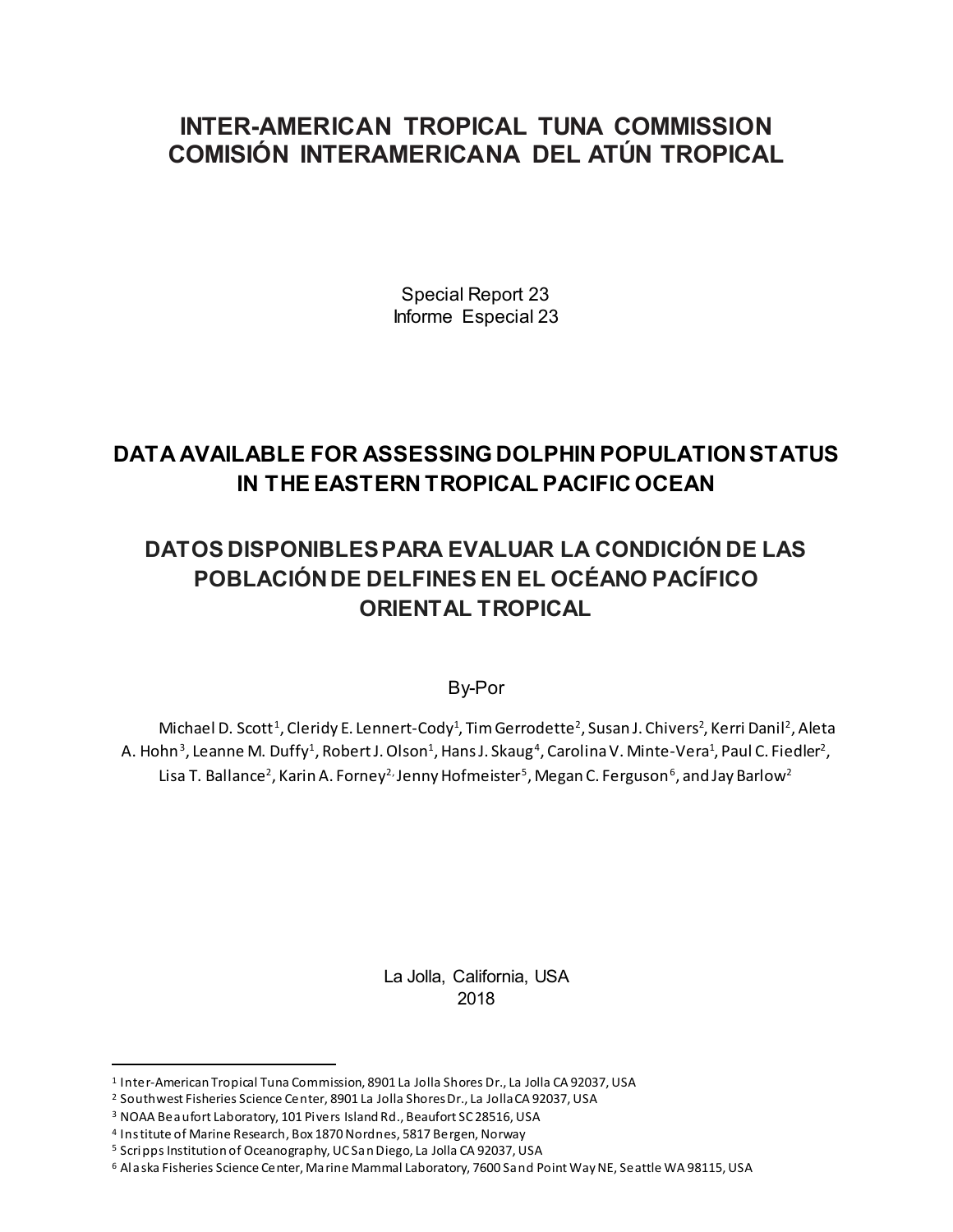# INTER-AMERICAN TROPICAL TUNA COMMISSION
# COMISIÓN INTERAMERICANA DEL ATÚN TROPICAL

Special Report 23
Informe Especial 23

## DATA AVAILABLE FOR ASSESSING DOLPHIN POPULATION STATUS IN THE EASTERN TROPICAL PACIFIC OCEAN

## DATOS DISPONIBLES PARA EVALUAR LA CONDICIÓN DE LAS POBLACIÓN DE DELFINES EN EL OCÉANO PACÍFICO ORIENTAL TROPICAL

By-Por

Michael D. Scott[1], Cleridy E. Lennert-Cody[1], Tim Gerrodette[2], Susan J. Chivers[2], Kerri Danil[2], Aleta A. Hohn[3], Leanne M. Duffy[1], Robert J. Olson[1], Hans J. Skaug[4], Carolina V. Minte-Vera[1], Paul C. Fiedler[2], Lisa T. Ballance[2], Karin A. Forney[2], Jenny Hofmeister[5], Megan C. Ferguson[6], and Jay Barlow[2]

La Jolla, California, USA
2018

---

[1] Inter-American Tropical Tuna Commission, 8901 La Jolla Shores Dr., La Jolla CA 92037, USA
[2] Southwest Fisheries Science Center, 8901 La Jolla Shores Dr., La Jolla CA 92037, USA
[3] NOAA Beaufort Laboratory, 101 Pivers Island Rd., Beaufort SC 28516, USA
[4] Institute of Marine Research, Box 1870 Nordnes, 5817 Bergen, Norway
[5] Scripps Institution of Oceanography, UC San Diego, La Jolla CA 92037, USA
[6] Alaska Fisheries Science Center, Marine Mammal Laboratory, 7600 Sand Point Way NE, Seattle WA 98115, USA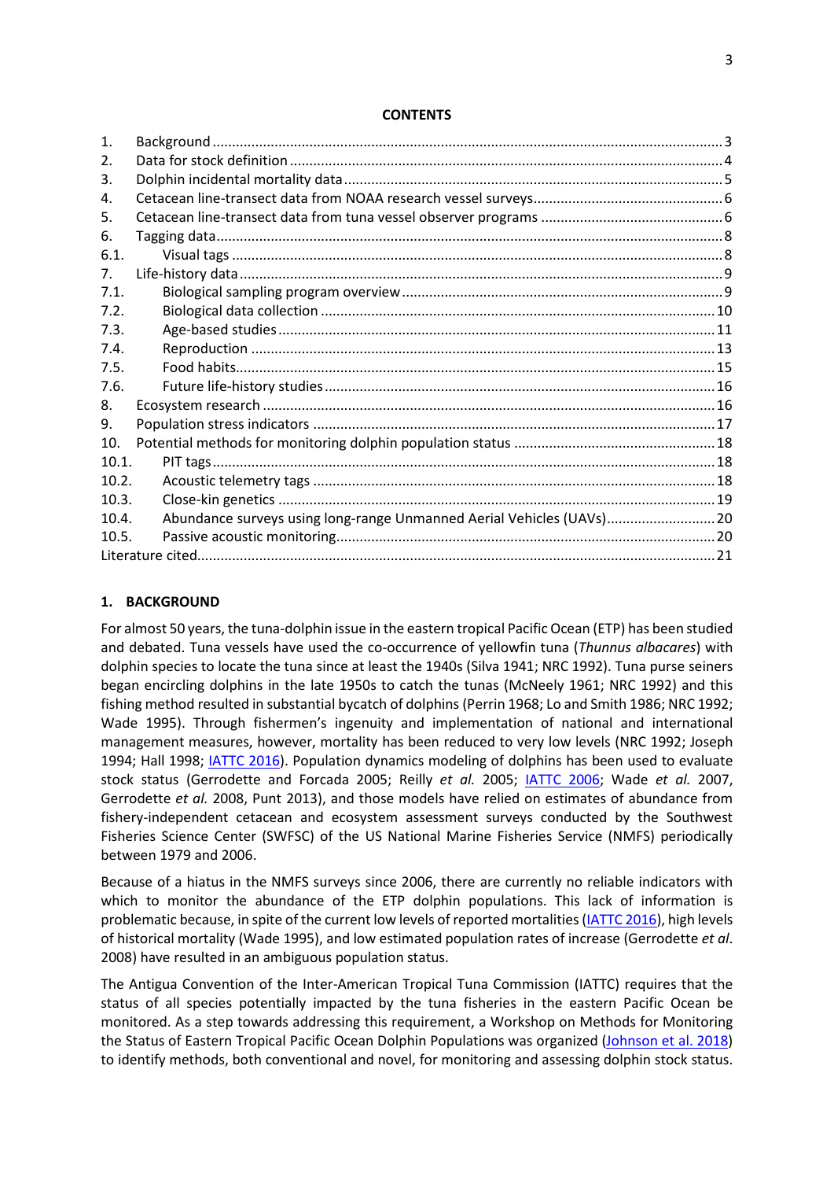**CONTENTS**

| | | |
|---|---|---|
| 1. | Background | 3 |
| 2. | Data for stock definition | 4 |
| 3. | Dolphin incidental mortality data | 5 |
| 4. | Cetacean line-transect data from NOAA research vessel surveys | 6 |
| 5. | Cetacean line-transect data from tuna vessel observer programs | 6 |
| 6. | Tagging data | 8 |
| 6.1. | Visual tags | 8 |
| 7. | Life-history data | 9 |
| 7.1. | Biological sampling program overview | 9 |
| 7.2. | Biological data collection | 10 |
| 7.3. | Age-based studies | 11 |
| 7.4. | Reproduction | 13 |
| 7.5. | Food habits | 15 |
| 7.6. | Future life-history studies | 16 |
| 8. | Ecosystem research | 16 |
| 9. | Population stress indicators | 17 |
| 10. | Potential methods for monitoring dolphin population status | 18 |
| 10.1. | PIT tags | 18 |
| 10.2. | Acoustic telemetry tags | 18 |
| 10.3. | Close-kin genetics | 19 |
| 10.4. | Abundance surveys using long-range Unmanned Aerial Vehicles (UAVs) | 20 |
| 10.5. | Passive acoustic monitoring | 20 |
| Literature cited | | 21 |

## 1. BACKGROUND

For almost 50 years, the tuna-dolphin issue in the eastern tropical Pacific Ocean (ETP) has been studied and debated. Tuna vessels have used the co-occurrence of yellowfin tuna (*Thunnus albacares*) with dolphin species to locate the tuna since at least the 1940s (Silva 1941; NRC 1992). Tuna purse seiners began encircling dolphins in the late 1950s to catch the tunas (McNeely 1961; NRC 1992) and this fishing method resulted in substantial bycatch of dolphins (Perrin 1968; Lo and Smith 1986; NRC 1992; Wade 1995). Through fishermen's ingenuity and implementation of national and international management measures, however, mortality has been reduced to very low levels (NRC 1992; Joseph 1994; Hall 1998; IATTC 2016). Population dynamics modeling of dolphins has been used to evaluate stock status (Gerrodette and Forcada 2005; Reilly *et al.* 2005; IATTC 2006; Wade *et al.* 2007, Gerrodette *et al.* 2008, Punt 2013), and those models have relied on estimates of abundance from fishery-independent cetacean and ecosystem assessment surveys conducted by the Southwest Fisheries Science Center (SWFSC) of the US National Marine Fisheries Service (NMFS) periodically between 1979 and 2006.

Because of a hiatus in the NMFS surveys since 2006, there are currently no reliable indicators with which to monitor the abundance of the ETP dolphin populations. This lack of information is problematic because, in spite of the current low levels of reported mortalities (IATTC 2016), high levels of historical mortality (Wade 1995), and low estimated population rates of increase (Gerrodette *et al*. 2008) have resulted in an ambiguous population status.

The Antigua Convention of the Inter-American Tropical Tuna Commission (IATTC) requires that the status of all species potentially impacted by the tuna fisheries in the eastern Pacific Ocean be monitored. As a step towards addressing this requirement, a Workshop on Methods for Monitoring the Status of Eastern Tropical Pacific Ocean Dolphin Populations was organized (Johnson et al. 2018) to identify methods, both conventional and novel, for monitoring and assessing dolphin stock status.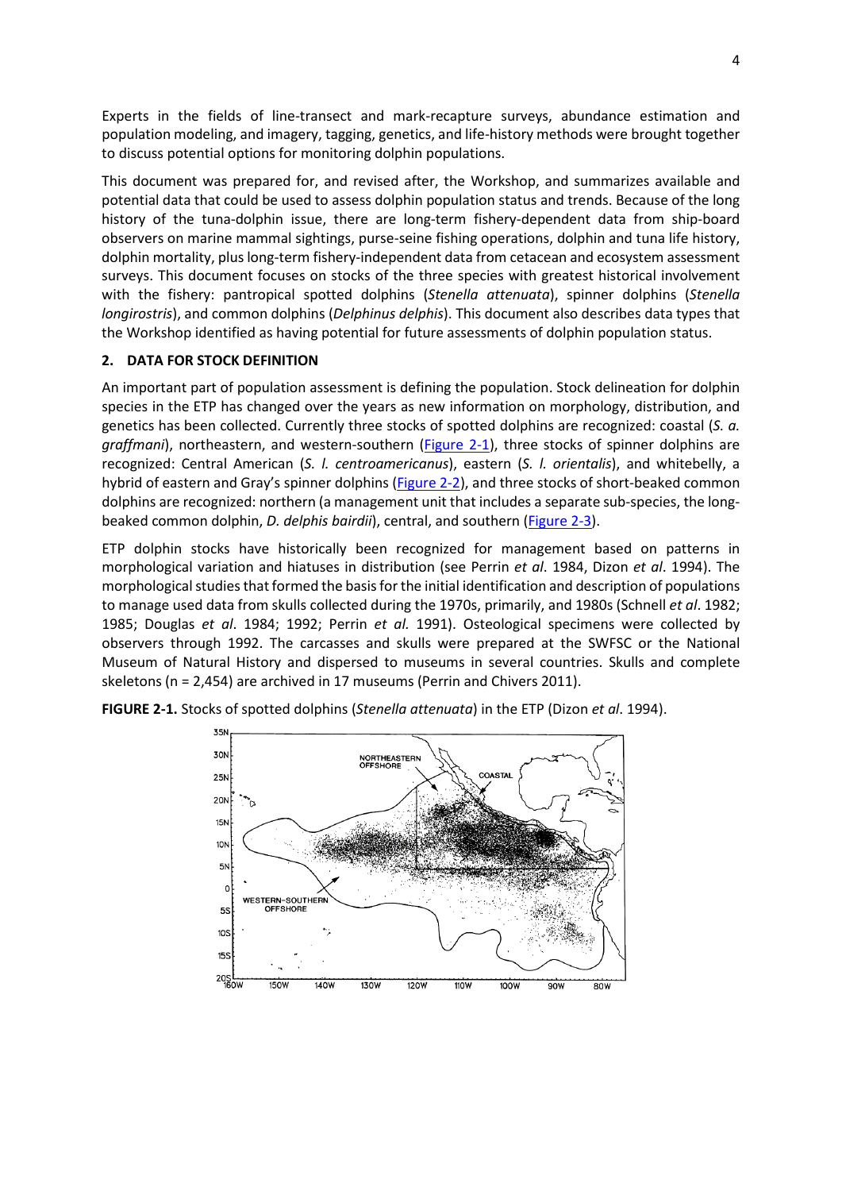Experts in the fields of line-transect and mark-recapture surveys, abundance estimation and population modeling, and imagery, tagging, genetics, and life-history methods were brought together to discuss potential options for monitoring dolphin populations.

This document was prepared for, and revised after, the Workshop, and summarizes available and potential data that could be used to assess dolphin population status and trends. Because of the long history of the tuna-dolphin issue, there are long-term fishery-dependent data from ship-board observers on marine mammal sightings, purse-seine fishing operations, dolphin and tuna life history, dolphin mortality, plus long-term fishery-independent data from cetacean and ecosystem assessment surveys. This document focuses on stocks of the three species with greatest historical involvement with the fishery: pantropical spotted dolphins (*Stenella attenuata*), spinner dolphins (*Stenella longirostris*), and common dolphins (*Delphinus delphis*). This document also describes data types that the Workshop identified as having potential for future assessments of dolphin population status.

## 2. DATA FOR STOCK DEFINITION

An important part of population assessment is defining the population. Stock delineation for dolphin species in the ETP has changed over the years as new information on morphology, distribution, and genetics has been collected. Currently three stocks of spotted dolphins are recognized: coastal (*S. a. graffmani*), northeastern, and western-southern (Figure 2-1), three stocks of spinner dolphins are recognized: Central American (*S. l. centroamericanus*), eastern (*S. l. orientalis*), and whitebelly, a hybrid of eastern and Gray's spinner dolphins (Figure 2-2), and three stocks of short-beaked common dolphins are recognized: northern (a management unit that includes a separate sub-species, the long-beaked common dolphin, *D. delphis bairdii*), central, and southern (Figure 2-3).

ETP dolphin stocks have historically been recognized for management based on patterns in morphological variation and hiatuses in distribution (see Perrin *et al*. 1984, Dizon *et al*. 1994). The morphological studies that formed the basis for the initial identification and description of populations to manage used data from skulls collected during the 1970s, primarily, and 1980s (Schnell *et al*. 1982; 1985; Douglas *et al*. 1984; 1992; Perrin *et al.* 1991). Osteological specimens were collected by observers through 1992. The carcasses and skulls were prepared at the SWFSC or the National Museum of Natural History and dispersed to museums in several countries. Skulls and complete skeletons (n = 2,454) are archived in 17 museums (Perrin and Chivers 2011).

**FIGURE 2-1.** Stocks of spotted dolphins (*Stenella attenuata*) in the ETP (Dizon *et al*. 1994).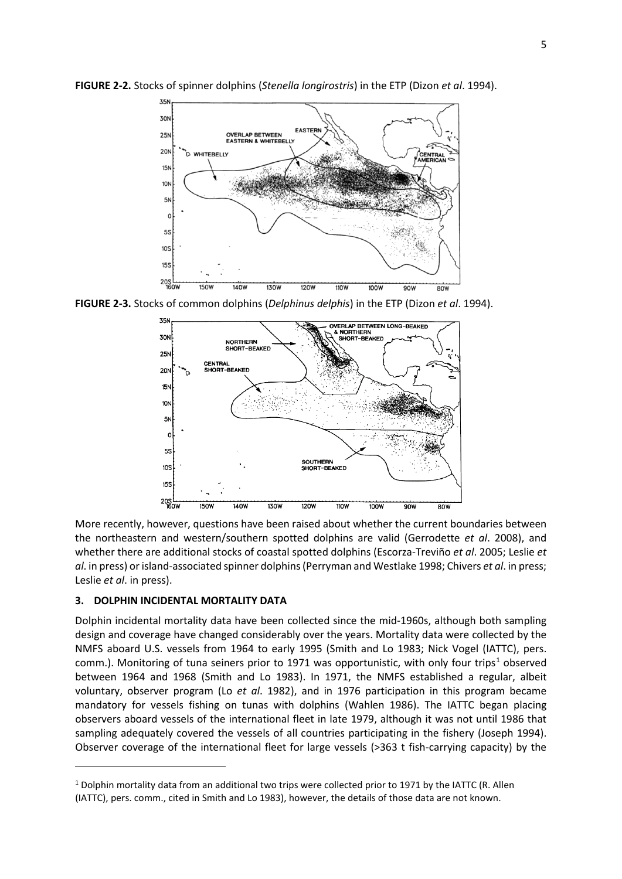**FIGURE 2-2.** Stocks of spinner dolphins (*Stenella longirostris*) in the ETP (Dizon *et al*. 1994).

**FIGURE 2-3.** Stocks of common dolphins (*Delphinus delphis*) in the ETP (Dizon *et al*. 1994).

More recently, however, questions have been raised about whether the current boundaries between the northeastern and western/southern spotted dolphins are valid (Gerrodette *et al*. 2008), and whether there are additional stocks of coastal spotted dolphins (Escorza-Treviño *et al*. 2005; Leslie *et al*. in press) or island-associated spinner dolphins (Perryman and Westlake 1998; Chivers *et al*. in press; Leslie *et al*. in press).

## 3. DOLPHIN INCIDENTAL MORTALITY DATA

Dolphin incidental mortality data have been collected since the mid-1960s, although both sampling design and coverage have changed considerably over the years. Mortality data were collected by the NMFS aboard U.S. vessels from 1964 to early 1995 (Smith and Lo 1983; Nick Vogel (IATTC), pers. comm.). Monitoring of tuna seiners prior to 1971 was opportunistic, with only four trips[1] observed between 1964 and 1968 (Smith and Lo 1983). In 1971, the NMFS established a regular, albeit voluntary, observer program (Lo *et al*. 1982), and in 1976 participation in this program became mandatory for vessels fishing on tunas with dolphins (Wahlen 1986). The IATTC began placing observers aboard vessels of the international fleet in late 1979, although it was not until 1986 that sampling adequately covered the vessels of all countries participating in the fishery (Joseph 1994). Observer coverage of the international fleet for large vessels (>363 t fish-carrying capacity) by the

[1] Dolphin mortality data from an additional two trips were collected prior to 1971 by the IATTC (R. Allen (IATTC), pers. comm., cited in Smith and Lo 1983), however, the details of those data are not known.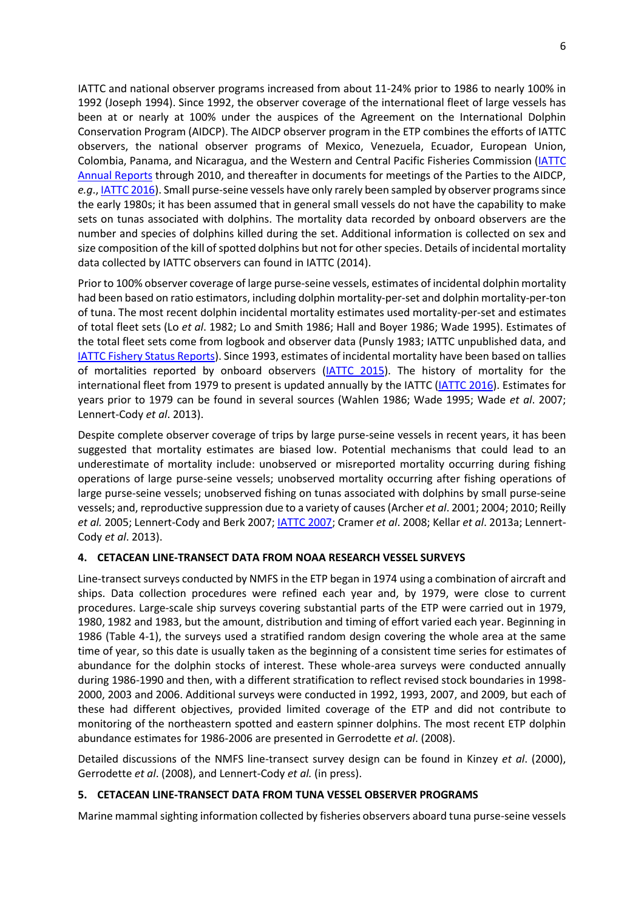IATTC and national observer programs increased from about 11-24% prior to 1986 to nearly 100% in 1992 (Joseph 1994). Since 1992, the observer coverage of the international fleet of large vessels has been at or nearly at 100% under the auspices of the Agreement on the International Dolphin Conservation Program (AIDCP). The AIDCP observer program in the ETP combines the efforts of IATTC observers, the national observer programs of Mexico, Venezuela, Ecuador, European Union, Colombia, Panama, and Nicaragua, and the Western and Central Pacific Fisheries Commission (IATTC Annual Reports through 2010, and thereafter in documents for meetings of the Parties to the AIDCP, *e.g*., IATTC 2016). Small purse-seine vessels have only rarely been sampled by observer programs since the early 1980s; it has been assumed that in general small vessels do not have the capability to make sets on tunas associated with dolphins. The mortality data recorded by onboard observers are the number and species of dolphins killed during the set. Additional information is collected on sex and size composition of the kill of spotted dolphins but not for other species. Details of incidental mortality data collected by IATTC observers can found in IATTC (2014).

Prior to 100% observer coverage of large purse-seine vessels, estimates of incidental dolphin mortality had been based on ratio estimators, including dolphin mortality-per-set and dolphin mortality-per-ton of tuna. The most recent dolphin incidental mortality estimates used mortality-per-set and estimates of total fleet sets (Lo *et al*. 1982; Lo and Smith 1986; Hall and Boyer 1986; Wade 1995). Estimates of the total fleet sets come from logbook and observer data (Punsly 1983; IATTC unpublished data, and IATTC Fishery Status Reports). Since 1993, estimates of incidental mortality have been based on tallies of mortalities reported by onboard observers (IATTC 2015). The history of mortality for the international fleet from 1979 to present is updated annually by the IATTC (IATTC 2016). Estimates for years prior to 1979 can be found in several sources (Wahlen 1986; Wade 1995; Wade *et al*. 2007; Lennert-Cody *et al*. 2013).

Despite complete observer coverage of trips by large purse-seine vessels in recent years, it has been suggested that mortality estimates are biased low. Potential mechanisms that could lead to an underestimate of mortality include: unobserved or misreported mortality occurring during fishing operations of large purse-seine vessels; unobserved mortality occurring after fishing operations of large purse-seine vessels; unobserved fishing on tunas associated with dolphins by small purse-seine vessels; and, reproductive suppression due to a variety of causes (Archer *et al*. 2001; 2004; 2010; Reilly *et al.* 2005; Lennert-Cody and Berk 2007; IATTC 2007; Cramer *et al*. 2008; Kellar *et al*. 2013a; Lennert-Cody *et al*. 2013).

## 4. CETACEAN LINE-TRANSECT DATA FROM NOAA RESEARCH VESSEL SURVEYS

Line-transect surveys conducted by NMFS in the ETP began in 1974 using a combination of aircraft and ships. Data collection procedures were refined each year and, by 1979, were close to current procedures. Large-scale ship surveys covering substantial parts of the ETP were carried out in 1979, 1980, 1982 and 1983, but the amount, distribution and timing of effort varied each year. Beginning in 1986 (Table 4-1), the surveys used a stratified random design covering the whole area at the same time of year, so this date is usually taken as the beginning of a consistent time series for estimates of abundance for the dolphin stocks of interest. These whole-area surveys were conducted annually during 1986-1990 and then, with a different stratification to reflect revised stock boundaries in 1998-2000, 2003 and 2006. Additional surveys were conducted in 1992, 1993, 2007, and 2009, but each of these had different objectives, provided limited coverage of the ETP and did not contribute to monitoring of the northeastern spotted and eastern spinner dolphins. The most recent ETP dolphin abundance estimates for 1986-2006 are presented in Gerrodette *et al*. (2008).

Detailed discussions of the NMFS line-transect survey design can be found in Kinzey *et al*. (2000), Gerrodette *et al*. (2008), and Lennert-Cody *et al.* (in press).

## 5. CETACEAN LINE-TRANSECT DATA FROM TUNA VESSEL OBSERVER PROGRAMS

Marine mammal sighting information collected by fisheries observers aboard tuna purse-seine vessels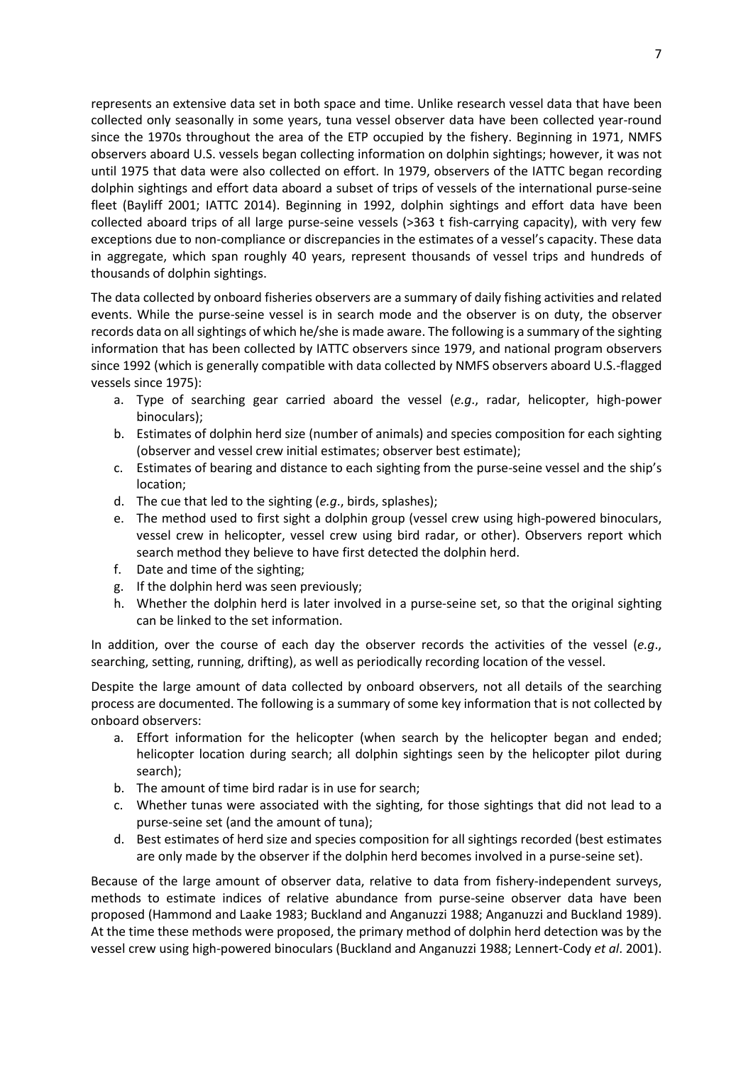represents an extensive data set in both space and time. Unlike research vessel data that have been collected only seasonally in some years, tuna vessel observer data have been collected year-round since the 1970s throughout the area of the ETP occupied by the fishery. Beginning in 1971, NMFS observers aboard U.S. vessels began collecting information on dolphin sightings; however, it was not until 1975 that data were also collected on effort. In 1979, observers of the IATTC began recording dolphin sightings and effort data aboard a subset of trips of vessels of the international purse-seine fleet (Bayliff 2001; IATTC 2014). Beginning in 1992, dolphin sightings and effort data have been collected aboard trips of all large purse-seine vessels (>363 t fish-carrying capacity), with very few exceptions due to non-compliance or discrepancies in the estimates of a vessel's capacity. These data in aggregate, which span roughly 40 years, represent thousands of vessel trips and hundreds of thousands of dolphin sightings.

The data collected by onboard fisheries observers are a summary of daily fishing activities and related events. While the purse-seine vessel is in search mode and the observer is on duty, the observer records data on all sightings of which he/she is made aware. The following is a summary of the sighting information that has been collected by IATTC observers since 1979, and national program observers since 1992 (which is generally compatible with data collected by NMFS observers aboard U.S.-flagged vessels since 1975):

a. Type of searching gear carried aboard the vessel (*e.g*., radar, helicopter, high-power binoculars);
b. Estimates of dolphin herd size (number of animals) and species composition for each sighting (observer and vessel crew initial estimates; observer best estimate);
c. Estimates of bearing and distance to each sighting from the purse-seine vessel and the ship's location;
d. The cue that led to the sighting (*e.g*., birds, splashes);
e. The method used to first sight a dolphin group (vessel crew using high-powered binoculars, vessel crew in helicopter, vessel crew using bird radar, or other). Observers report which search method they believe to have first detected the dolphin herd.
f. Date and time of the sighting;
g. If the dolphin herd was seen previously;
h. Whether the dolphin herd is later involved in a purse-seine set, so that the original sighting can be linked to the set information.

In addition, over the course of each day the observer records the activities of the vessel (*e.g*., searching, setting, running, drifting), as well as periodically recording location of the vessel.

Despite the large amount of data collected by onboard observers, not all details of the searching process are documented. The following is a summary of some key information that is not collected by onboard observers:

a. Effort information for the helicopter (when search by the helicopter began and ended; helicopter location during search; all dolphin sightings seen by the helicopter pilot during search);
b. The amount of time bird radar is in use for search;
c. Whether tunas were associated with the sighting, for those sightings that did not lead to a purse-seine set (and the amount of tuna);
d. Best estimates of herd size and species composition for all sightings recorded (best estimates are only made by the observer if the dolphin herd becomes involved in a purse-seine set).

Because of the large amount of observer data, relative to data from fishery-independent surveys, methods to estimate indices of relative abundance from purse-seine observer data have been proposed (Hammond and Laake 1983; Buckland and Anganuzzi 1988; Anganuzzi and Buckland 1989). At the time these methods were proposed, the primary method of dolphin herd detection was by the vessel crew using high-powered binoculars (Buckland and Anganuzzi 1988; Lennert-Cody *et al*. 2001).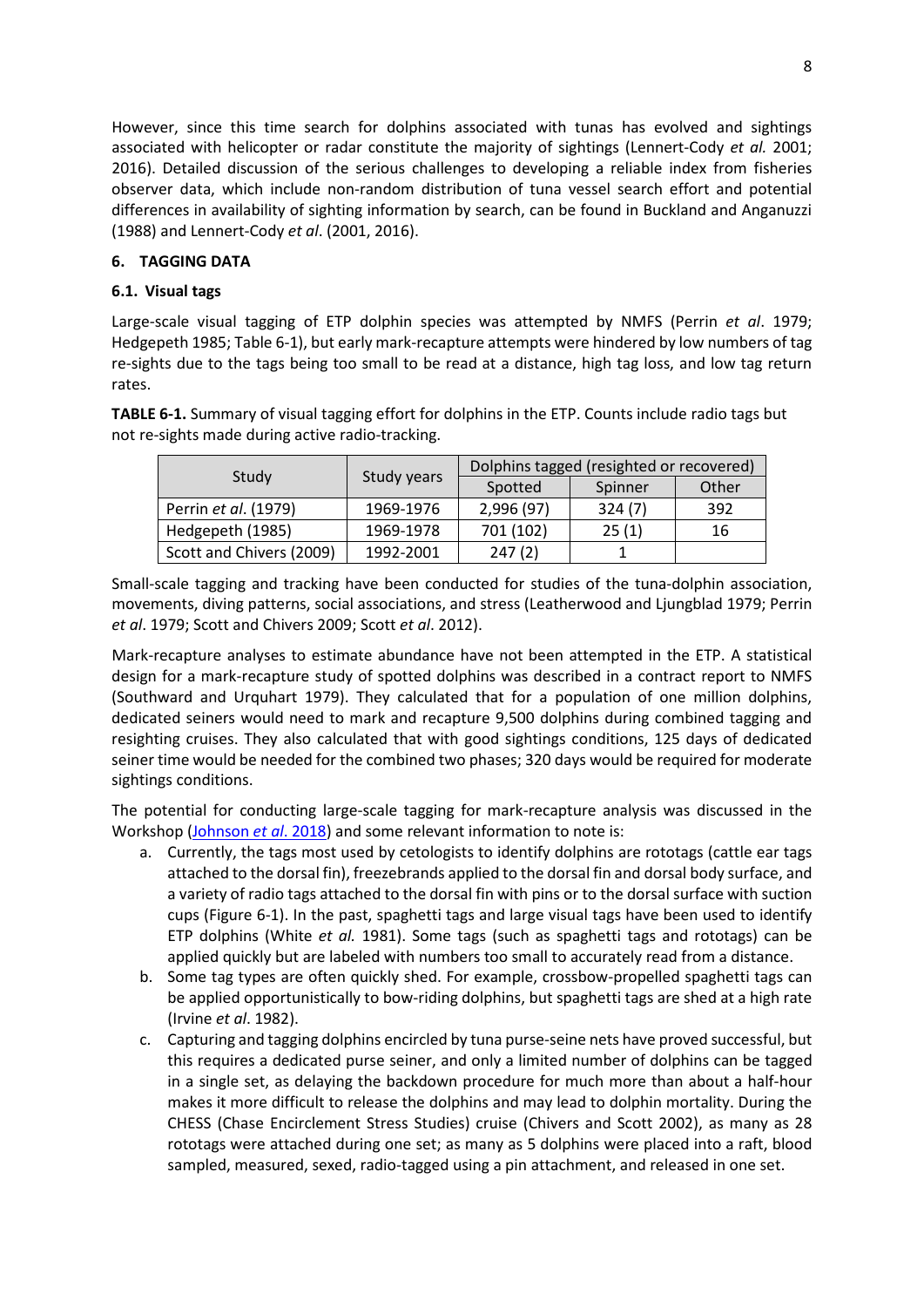However, since this time search for dolphins associated with tunas has evolved and sightings associated with helicopter or radar constitute the majority of sightings (Lennert-Cody *et al.* 2001; 2016). Detailed discussion of the serious challenges to developing a reliable index from fisheries observer data, which include non-random distribution of tuna vessel search effort and potential differences in availability of sighting information by search, can be found in Buckland and Anganuzzi (1988) and Lennert-Cody *et al*. (2001, 2016).

## 6. TAGGING DATA

### 6.1. Visual tags

Large-scale visual tagging of ETP dolphin species was attempted by NMFS (Perrin *et al*. 1979; Hedgepeth 1985; Table 6-1), but early mark-recapture attempts were hindered by low numbers of tag re-sights due to the tags being too small to be read at a distance, high tag loss, and low tag return rates.

**TABLE 6-1.** Summary of visual tagging effort for dolphins in the ETP. Counts include radio tags but not re-sights made during active radio-tracking.

| Study | Study years | Dolphins tagged (resighted or recovered) | | |
|---|---|---|---|---|
| | | Spotted | Spinner | Other |
| Perrin *et al*. (1979) | 1969-1976 | 2,996 (97) | 324 (7) | 392 |
| Hedgepeth (1985) | 1969-1978 | 701 (102) | 25 (1) | 16 |
| Scott and Chivers (2009) | 1992-2001 | 247 (2) | 1 | |

Small-scale tagging and tracking have been conducted for studies of the tuna-dolphin association, movements, diving patterns, social associations, and stress (Leatherwood and Ljungblad 1979; Perrin *et al*. 1979; Scott and Chivers 2009; Scott *et al*. 2012).

Mark-recapture analyses to estimate abundance have not been attempted in the ETP. A statistical design for a mark-recapture study of spotted dolphins was described in a contract report to NMFS (Southward and Urquhart 1979). They calculated that for a population of one million dolphins, dedicated seiners would need to mark and recapture 9,500 dolphins during combined tagging and resighting cruises. They also calculated that with good sightings conditions, 125 days of dedicated seiner time would be needed for the combined two phases; 320 days would be required for moderate sightings conditions.

The potential for conducting large-scale tagging for mark-recapture analysis was discussed in the Workshop (Johnson *et al*. 2018) and some relevant information to note is:

a. Currently, the tags most used by cetologists to identify dolphins are rototags (cattle ear tags attached to the dorsal fin), freezebrands applied to the dorsal fin and dorsal body surface, and a variety of radio tags attached to the dorsal fin with pins or to the dorsal surface with suction cups (Figure 6-1). In the past, spaghetti tags and large visual tags have been used to identify ETP dolphins (White *et al.* 1981). Some tags (such as spaghetti tags and rototags) can be applied quickly but are labeled with numbers too small to accurately read from a distance.
b. Some tag types are often quickly shed. For example, crossbow-propelled spaghetti tags can be applied opportunistically to bow-riding dolphins, but spaghetti tags are shed at a high rate (Irvine *et al*. 1982).
c. Capturing and tagging dolphins encircled by tuna purse-seine nets have proved successful, but this requires a dedicated purse seiner, and only a limited number of dolphins can be tagged in a single set, as delaying the backdown procedure for much more than about a half-hour makes it more difficult to release the dolphins and may lead to dolphin mortality. During the CHESS (Chase Encirclement Stress Studies) cruise (Chivers and Scott 2002), as many as 28 rototags were attached during one set; as many as 5 dolphins were placed into a raft, blood sampled, measured, sexed, radio-tagged using a pin attachment, and released in one set.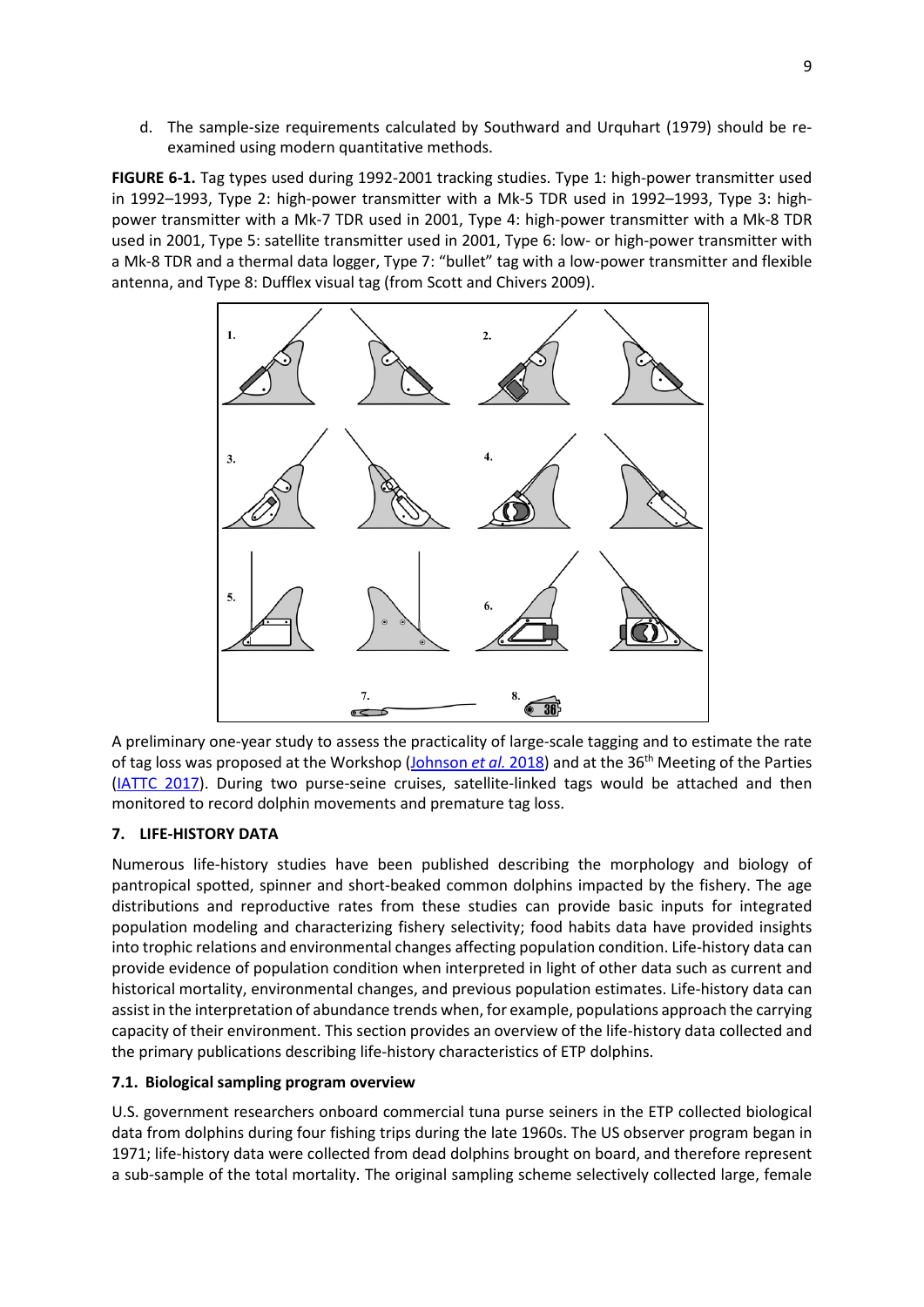d. The sample-size requirements calculated by Southward and Urquhart (1979) should be re-examined using modern quantitative methods.

**FIGURE 6-1.** Tag types used during 1992-2001 tracking studies. Type 1: high-power transmitter used in 1992–1993, Type 2: high-power transmitter with a Mk-5 TDR used in 1992–1993, Type 3: high-power transmitter with a Mk-7 TDR used in 2001, Type 4: high-power transmitter with a Mk-8 TDR used in 2001, Type 5: satellite transmitter used in 2001, Type 6: low- or high-power transmitter with a Mk-8 TDR and a thermal data logger, Type 7: "bullet" tag with a low-power transmitter and flexible antenna, and Type 8: Dufflex visual tag (from Scott and Chivers 2009).

A preliminary one-year study to assess the practicality of large-scale tagging and to estimate the rate of tag loss was proposed at the Workshop (Johnson *et al.* 2018) and at the 36th Meeting of the Parties (IATTC 2017). During two purse-seine cruises, satellite-linked tags would be attached and then monitored to record dolphin movements and premature tag loss.

## 7. LIFE-HISTORY DATA

Numerous life-history studies have been published describing the morphology and biology of pantropical spotted, spinner and short-beaked common dolphins impacted by the fishery. The age distributions and reproductive rates from these studies can provide basic inputs for integrated population modeling and characterizing fishery selectivity; food habits data have provided insights into trophic relations and environmental changes affecting population condition. Life-history data can provide evidence of population condition when interpreted in light of other data such as current and historical mortality, environmental changes, and previous population estimates. Life-history data can assist in the interpretation of abundance trends when, for example, populations approach the carrying capacity of their environment. This section provides an overview of the life-history data collected and the primary publications describing life-history characteristics of ETP dolphins.

### 7.1. Biological sampling program overview

U.S. government researchers onboard commercial tuna purse seiners in the ETP collected biological data from dolphins during four fishing trips during the late 1960s. The US observer program began in 1971; life-history data were collected from dead dolphins brought on board, and therefore represent a sub-sample of the total mortality. The original sampling scheme selectively collected large, female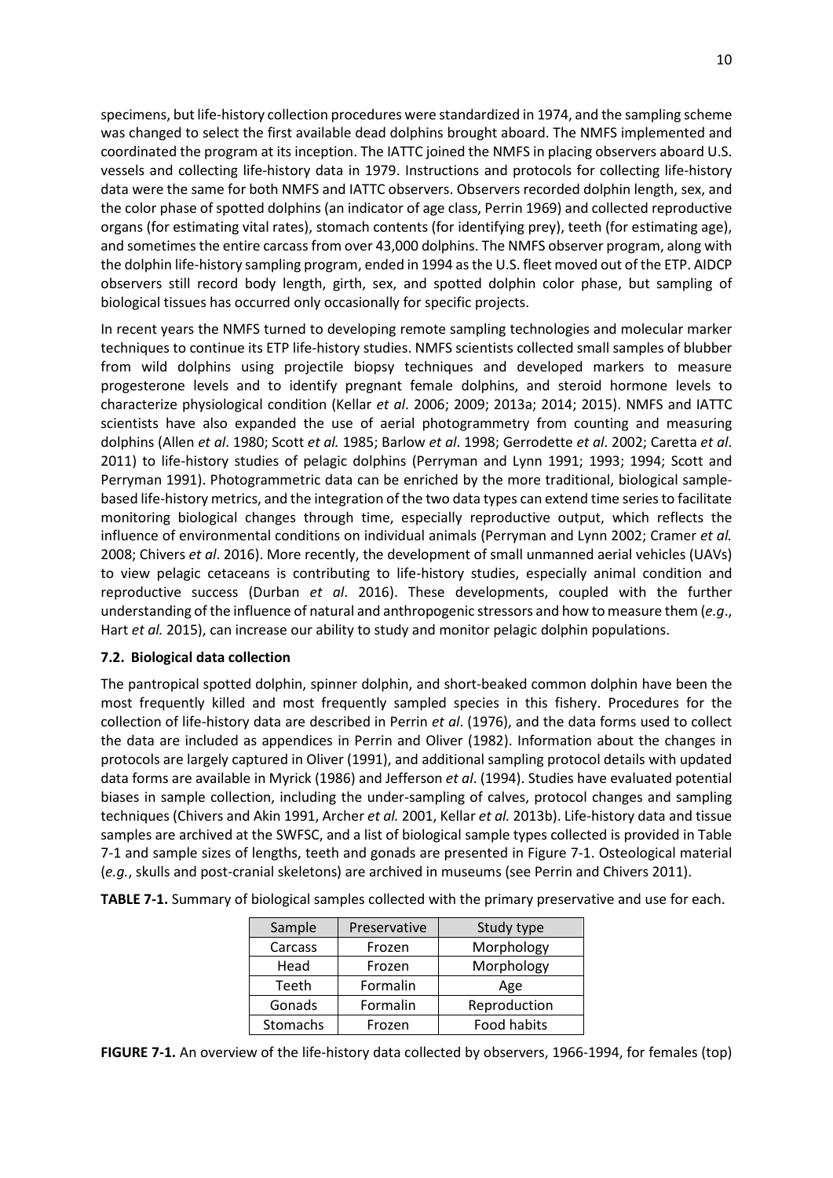specimens, but life-history collection procedures were standardized in 1974, and the sampling scheme was changed to select the first available dead dolphins brought aboard. The NMFS implemented and coordinated the program at its inception. The IATTC joined the NMFS in placing observers aboard U.S. vessels and collecting life-history data in 1979. Instructions and protocols for collecting life-history data were the same for both NMFS and IATTC observers. Observers recorded dolphin length, sex, and the color phase of spotted dolphins (an indicator of age class, Perrin 1969) and collected reproductive organs (for estimating vital rates), stomach contents (for identifying prey), teeth (for estimating age), and sometimes the entire carcass from over 43,000 dolphins. The NMFS observer program, along with the dolphin life-history sampling program, ended in 1994 as the U.S. fleet moved out of the ETP. AIDCP observers still record body length, girth, sex, and spotted dolphin color phase, but sampling of biological tissues has occurred only occasionally for specific projects.

In recent years the NMFS turned to developing remote sampling technologies and molecular marker techniques to continue its ETP life-history studies. NMFS scientists collected small samples of blubber from wild dolphins using projectile biopsy techniques and developed markers to measure progesterone levels and to identify pregnant female dolphins, and steroid hormone levels to characterize physiological condition (Kellar *et al*. 2006; 2009; 2013a; 2014; 2015). NMFS and IATTC scientists have also expanded the use of aerial photogrammetry from counting and measuring dolphins (Allen *et al*. 1980; Scott *et al.* 1985; Barlow *et al*. 1998; Gerrodette *et al*. 2002; Caretta *et al*. 2011) to life-history studies of pelagic dolphins (Perryman and Lynn 1991; 1993; 1994; Scott and Perryman 1991). Photogrammetric data can be enriched by the more traditional, biological sample-based life-history metrics, and the integration of the two data types can extend time series to facilitate monitoring biological changes through time, especially reproductive output, which reflects the influence of environmental conditions on individual animals (Perryman and Lynn 2002; Cramer *et al.* 2008; Chivers *et al*. 2016). More recently, the development of small unmanned aerial vehicles (UAVs) to view pelagic cetaceans is contributing to life-history studies, especially animal condition and reproductive success (Durban *et al*. 2016). These developments, coupled with the further understanding of the influence of natural and anthropogenic stressors and how to measure them (*e.g*., Hart *et al.* 2015), can increase our ability to study and monitor pelagic dolphin populations.

### 7.2. Biological data collection

The pantropical spotted dolphin, spinner dolphin, and short-beaked common dolphin have been the most frequently killed and most frequently sampled species in this fishery. Procedures for the collection of life-history data are described in Perrin *et al*. (1976), and the data forms used to collect the data are included as appendices in Perrin and Oliver (1982). Information about the changes in protocols are largely captured in Oliver (1991), and additional sampling protocol details with updated data forms are available in Myrick (1986) and Jefferson *et al*. (1994). Studies have evaluated potential biases in sample collection, including the under-sampling of calves, protocol changes and sampling techniques (Chivers and Akin 1991, Archer *et al.* 2001, Kellar *et al.* 2013b). Life-history data and tissue samples are archived at the SWFSC, and a list of biological sample types collected is provided in Table 7-1 and sample sizes of lengths, teeth and gonads are presented in Figure 7-1. Osteological material (*e.g.*, skulls and post-cranial skeletons) are archived in museums (see Perrin and Chivers 2011).

**TABLE 7-1.** Summary of biological samples collected with the primary preservative and use for each.

| Sample | Preservative | Study type |
|---|---|---|
| Carcass | Frozen | Morphology |
| Head | Frozen | Morphology |
| Teeth | Formalin | Age |
| Gonads | Formalin | Reproduction |
| Stomachs | Frozen | Food habits |

**FIGURE 7-1.** An overview of the life-history data collected by observers, 1966-1994, for females (top)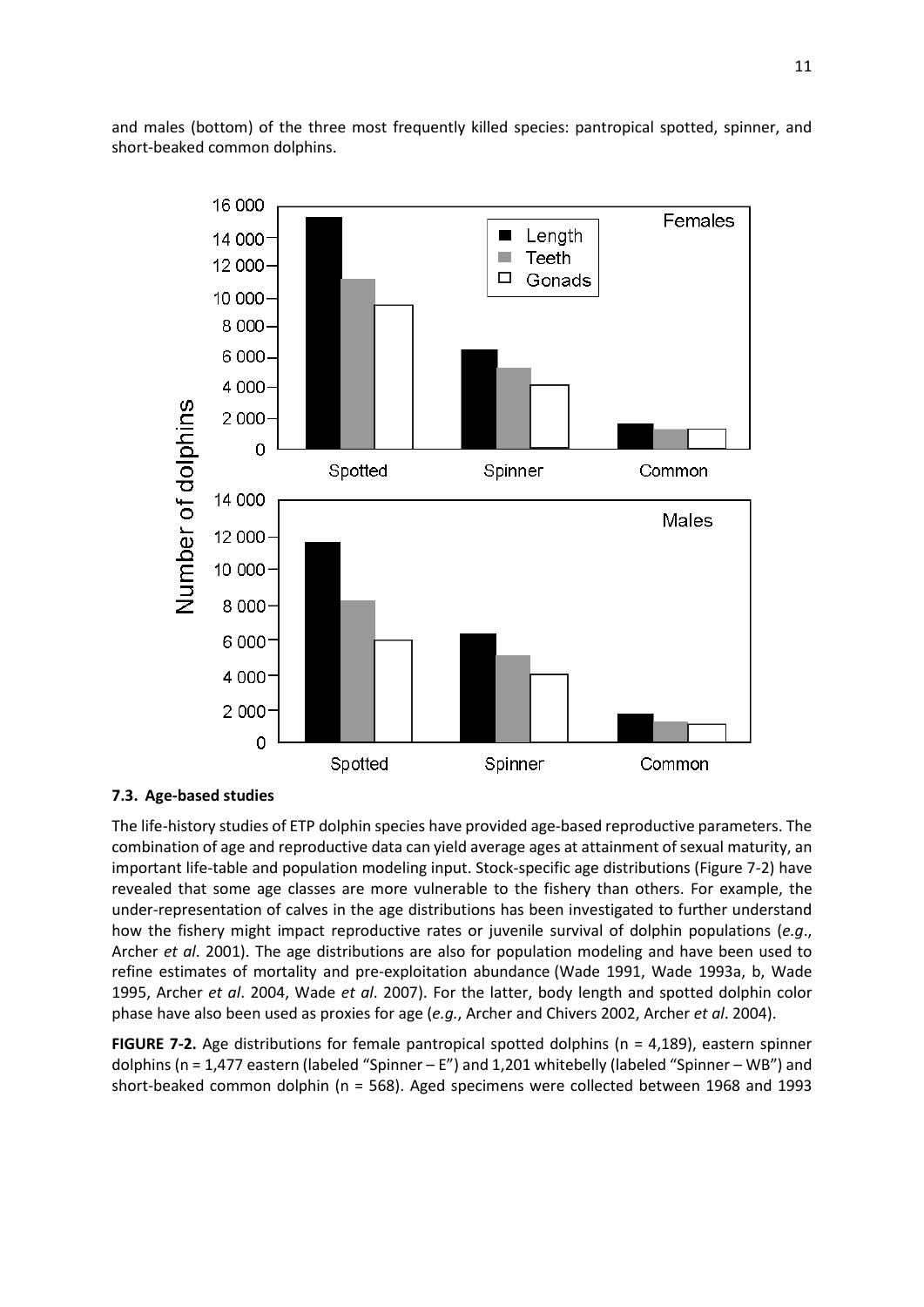and males (bottom) of the three most frequently killed species: pantropical spotted, spinner, and short-beaked common dolphins.

### 7.3. Age-based studies

The life-history studies of ETP dolphin species have provided age-based reproductive parameters. The combination of age and reproductive data can yield average ages at attainment of sexual maturity, an important life-table and population modeling input. Stock-specific age distributions (Figure 7-2) have revealed that some age classes are more vulnerable to the fishery than others. For example, the under-representation of calves in the age distributions has been investigated to further understand how the fishery might impact reproductive rates or juvenile survival of dolphin populations (*e.g*., Archer *et al*. 2001). The age distributions are also for population modeling and have been used to refine estimates of mortality and pre-exploitation abundance (Wade 1991, Wade 1993a, b, Wade 1995, Archer *et al*. 2004, Wade *et al*. 2007). For the latter, body length and spotted dolphin color phase have also been used as proxies for age (*e.g.*, Archer and Chivers 2002, Archer *et al*. 2004).

**FIGURE 7-2.** Age distributions for female pantropical spotted dolphins (n = 4,189), eastern spinner dolphins (n = 1,477 eastern (labeled "Spinner – E") and 1,201 whitebelly (labeled "Spinner – WB") and short-beaked common dolphin (n = 568). Aged specimens were collected between 1968 and 1993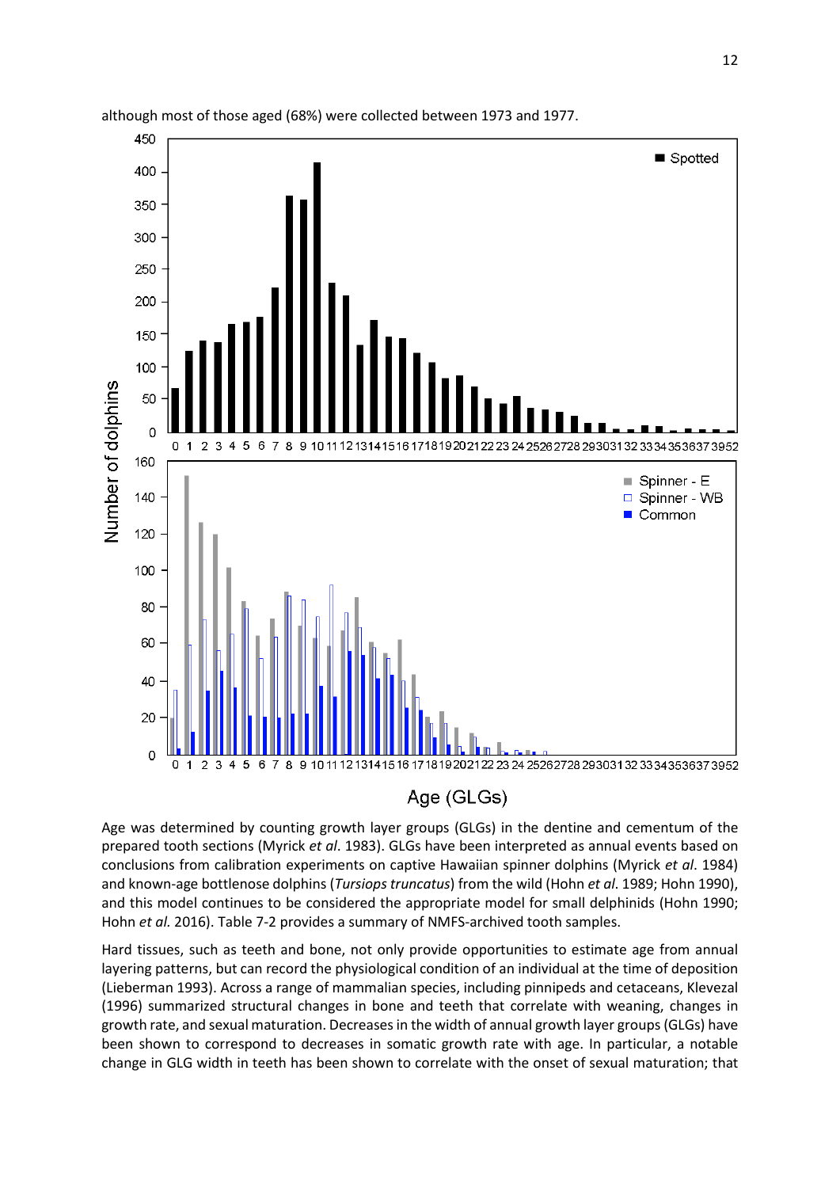although most of those aged (68%) were collected between 1973 and 1977.

Age was determined by counting growth layer groups (GLGs) in the dentine and cementum of the prepared tooth sections (Myrick *et al*. 1983). GLGs have been interpreted as annual events based on conclusions from calibration experiments on captive Hawaiian spinner dolphins (Myrick *et al*. 1984) and known-age bottlenose dolphins (*Tursiops truncatus*) from the wild (Hohn *et al*. 1989; Hohn 1990), and this model continues to be considered the appropriate model for small delphinids (Hohn 1990; Hohn *et al.* 2016). Table 7-2 provides a summary of NMFS-archived tooth samples.

Hard tissues, such as teeth and bone, not only provide opportunities to estimate age from annual layering patterns, but can record the physiological condition of an individual at the time of deposition (Lieberman 1993). Across a range of mammalian species, including pinnipeds and cetaceans, Klevezal (1996) summarized structural changes in bone and teeth that correlate with weaning, changes in growth rate, and sexual maturation. Decreases in the width of annual growth layer groups (GLGs) have been shown to correspond to decreases in somatic growth rate with age. In particular, a notable change in GLG width in teeth has been shown to correlate with the onset of sexual maturation; that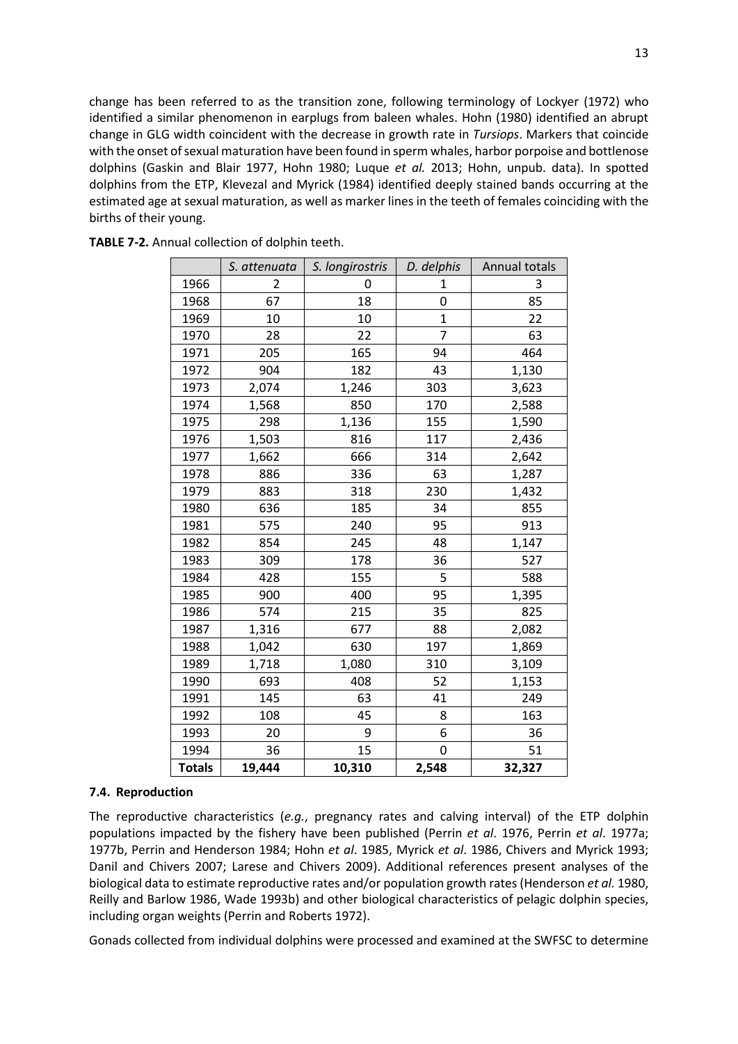change has been referred to as the transition zone, following terminology of Lockyer (1972) who identified a similar phenomenon in earplugs from baleen whales. Hohn (1980) identified an abrupt change in GLG width coincident with the decrease in growth rate in *Tursiops*. Markers that coincide with the onset of sexual maturation have been found in sperm whales, harbor porpoise and bottlenose dolphins (Gaskin and Blair 1977, Hohn 1980; Luque *et al.* 2013; Hohn, unpub. data). In spotted dolphins from the ETP, Klevezal and Myrick (1984) identified deeply stained bands occurring at the estimated age at sexual maturation, as well as marker lines in the teeth of females coinciding with the births of their young.

**TABLE 7-2.** Annual collection of dolphin teeth.

| | *S. attenuata* | *S. longirostris* | *D. delphis* | Annual totals |
|---|---|---|---|---|
| 1966 | 2 | 0 | 1 | 3 |
| 1968 | 67 | 18 | 0 | 85 |
| 1969 | 10 | 10 | 1 | 22 |
| 1970 | 28 | 22 | 7 | 63 |
| 1971 | 205 | 165 | 94 | 464 |
| 1972 | 904 | 182 | 43 | 1,130 |
| 1973 | 2,074 | 1,246 | 303 | 3,623 |
| 1974 | 1,568 | 850 | 170 | 2,588 |
| 1975 | 298 | 1,136 | 155 | 1,590 |
| 1976 | 1,503 | 816 | 117 | 2,436 |
| 1977 | 1,662 | 666 | 314 | 2,642 |
| 1978 | 886 | 336 | 63 | 1,287 |
| 1979 | 883 | 318 | 230 | 1,432 |
| 1980 | 636 | 185 | 34 | 855 |
| 1981 | 575 | 240 | 95 | 913 |
| 1982 | 854 | 245 | 48 | 1,147 |
| 1983 | 309 | 178 | 36 | 527 |
| 1984 | 428 | 155 | 5 | 588 |
| 1985 | 900 | 400 | 95 | 1,395 |
| 1986 | 574 | 215 | 35 | 825 |
| 1987 | 1,316 | 677 | 88 | 2,082 |
| 1988 | 1,042 | 630 | 197 | 1,869 |
| 1989 | 1,718 | 1,080 | 310 | 3,109 |
| 1990 | 693 | 408 | 52 | 1,153 |
| 1991 | 145 | 63 | 41 | 249 |
| 1992 | 108 | 45 | 8 | 163 |
| 1993 | 20 | 9 | 6 | 36 |
| 1994 | 36 | 15 | 0 | 51 |
| **Totals** | **19,444** | **10,310** | **2,548** | **32,327** |

### 7.4. Reproduction

The reproductive characteristics (*e.g.*, pregnancy rates and calving interval) of the ETP dolphin populations impacted by the fishery have been published (Perrin *et al*. 1976, Perrin *et al*. 1977a; 1977b, Perrin and Henderson 1984; Hohn *et al*. 1985, Myrick *et al*. 1986, Chivers and Myrick 1993; Danil and Chivers 2007; Larese and Chivers 2009). Additional references present analyses of the biological data to estimate reproductive rates and/or population growth rates (Henderson *et al.* 1980, Reilly and Barlow 1986, Wade 1993b) and other biological characteristics of pelagic dolphin species, including organ weights (Perrin and Roberts 1972).

Gonads collected from individual dolphins were processed and examined at the SWFSC to determine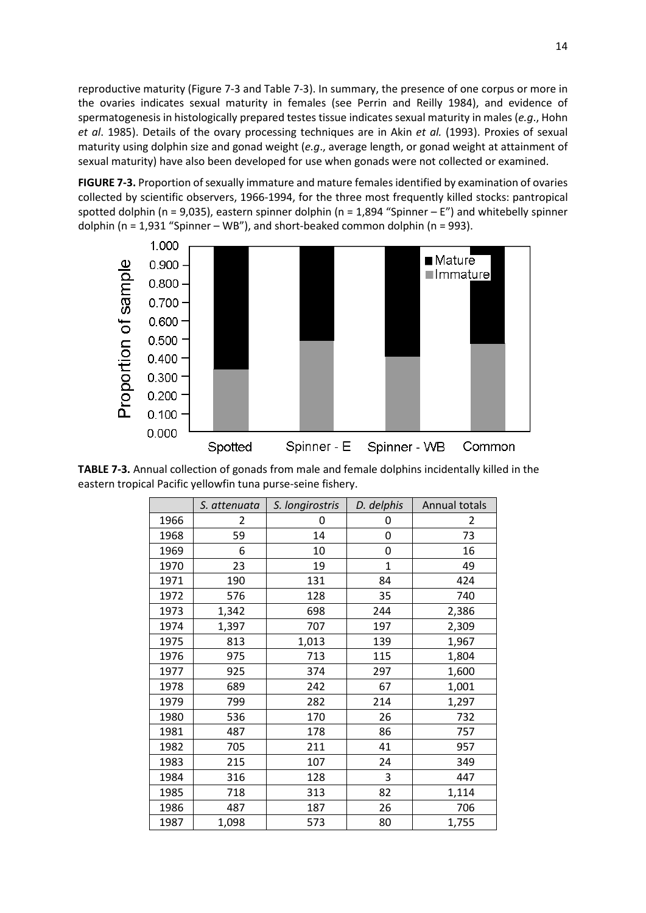reproductive maturity (Figure 7-3 and Table 7-3). In summary, the presence of one corpus or more in the ovaries indicates sexual maturity in females (see Perrin and Reilly 1984), and evidence of spermatogenesis in histologically prepared testes tissue indicates sexual maturity in males (*e.g*., Hohn *et al*. 1985). Details of the ovary processing techniques are in Akin *et al.* (1993). Proxies of sexual maturity using dolphin size and gonad weight (*e.g*., average length, or gonad weight at attainment of sexual maturity) have also been developed for use when gonads were not collected or examined.

**FIGURE 7-3.** Proportion of sexually immature and mature females identified by examination of ovaries collected by scientific observers, 1966-1994, for the three most frequently killed stocks: pantropical spotted dolphin (n = 9,035), eastern spinner dolphin (n = 1,894 "Spinner – E") and whitebelly spinner dolphin (n = 1,931 "Spinner – WB"), and short-beaked common dolphin (n = 993).

**TABLE 7-3.** Annual collection of gonads from male and female dolphins incidentally killed in the eastern tropical Pacific yellowfin tuna purse-seine fishery.

| | *S. attenuata* | *S. longirostris* | *D. delphis* | Annual totals |
|---|---|---|---|---|
| 1966 | 2 | 0 | 0 | 2 |
| 1968 | 59 | 14 | 0 | 73 |
| 1969 | 6 | 10 | 0 | 16 |
| 1970 | 23 | 19 | 1 | 49 |
| 1971 | 190 | 131 | 84 | 424 |
| 1972 | 576 | 128 | 35 | 740 |
| 1973 | 1,342 | 698 | 244 | 2,386 |
| 1974 | 1,397 | 707 | 197 | 2,309 |
| 1975 | 813 | 1,013 | 139 | 1,967 |
| 1976 | 975 | 713 | 115 | 1,804 |
| 1977 | 925 | 374 | 297 | 1,600 |
| 1978 | 689 | 242 | 67 | 1,001 |
| 1979 | 799 | 282 | 214 | 1,297 |
| 1980 | 536 | 170 | 26 | 732 |
| 1981 | 487 | 178 | 86 | 757 |
| 1982 | 705 | 211 | 41 | 957 |
| 1983 | 215 | 107 | 24 | 349 |
| 1984 | 316 | 128 | 3 | 447 |
| 1985 | 718 | 313 | 82 | 1,114 |
| 1986 | 487 | 187 | 26 | 706 |
| 1987 | 1,098 | 573 | 80 | 1,755 |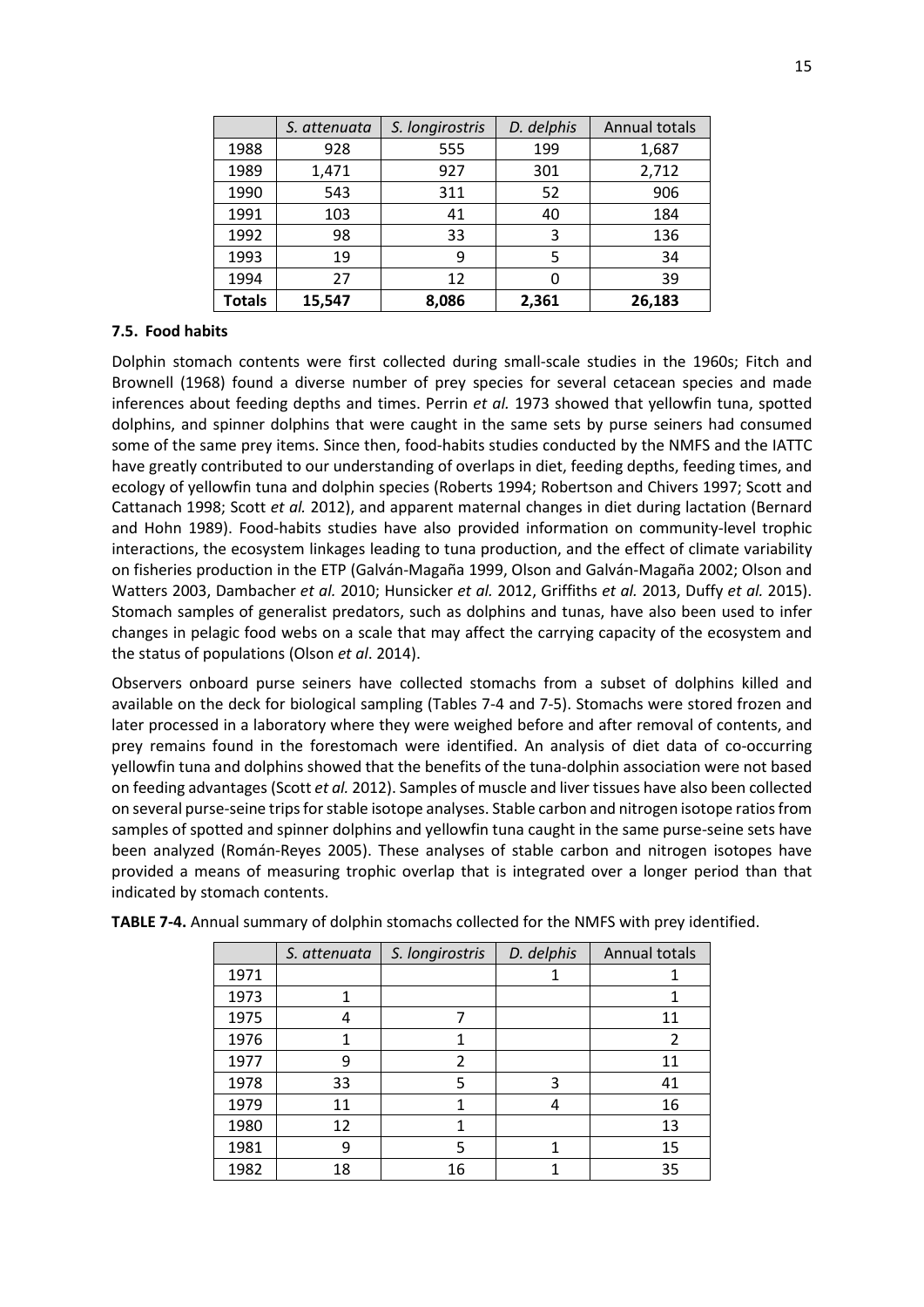|  | *S. attenuata* | *S. longirostris* | *D. delphis* | Annual totals |
|---|---|---|---|---|
| 1988 | 928 | 555 | 199 | 1,687 |
| 1989 | 1,471 | 927 | 301 | 2,712 |
| 1990 | 543 | 311 | 52 | 906 |
| 1991 | 103 | 41 | 40 | 184 |
| 1992 | 98 | 33 | 3 | 136 |
| 1993 | 19 | 9 | 5 | 34 |
| 1994 | 27 | 12 | 0 | 39 |
| **Totals** | **15,547** | **8,086** | **2,361** | **26,183** |

### 7.5. Food habits

Dolphin stomach contents were first collected during small-scale studies in the 1960s; Fitch and Brownell (1968) found a diverse number of prey species for several cetacean species and made inferences about feeding depths and times. Perrin *et al.* 1973 showed that yellowfin tuna, spotted dolphins, and spinner dolphins that were caught in the same sets by purse seiners had consumed some of the same prey items. Since then, food-habits studies conducted by the NMFS and the IATTC have greatly contributed to our understanding of overlaps in diet, feeding depths, feeding times, and ecology of yellowfin tuna and dolphin species (Roberts 1994; Robertson and Chivers 1997; Scott and Cattanach 1998; Scott *et al.* 2012), and apparent maternal changes in diet during lactation (Bernard and Hohn 1989). Food-habits studies have also provided information on community-level trophic interactions, the ecosystem linkages leading to tuna production, and the effect of climate variability on fisheries production in the ETP (Galván-Magaña 1999, Olson and Galván-Magaña 2002; Olson and Watters 2003, Dambacher *et al.* 2010; Hunsicker *et al.* 2012, Griffiths *et al.* 2013, Duffy *et al.* 2015). Stomach samples of generalist predators, such as dolphins and tunas, have also been used to infer changes in pelagic food webs on a scale that may affect the carrying capacity of the ecosystem and the status of populations (Olson *et al*. 2014).

Observers onboard purse seiners have collected stomachs from a subset of dolphins killed and available on the deck for biological sampling (Tables 7-4 and 7-5). Stomachs were stored frozen and later processed in a laboratory where they were weighed before and after removal of contents, and prey remains found in the forestomach were identified. An analysis of diet data of co-occurring yellowfin tuna and dolphins showed that the benefits of the tuna-dolphin association were not based on feeding advantages (Scott *et al.* 2012). Samples of muscle and liver tissues have also been collected on several purse-seine trips for stable isotope analyses. Stable carbon and nitrogen isotope ratios from samples of spotted and spinner dolphins and yellowfin tuna caught in the same purse-seine sets have been analyzed (Román-Reyes 2005). These analyses of stable carbon and nitrogen isotopes have provided a means of measuring trophic overlap that is integrated over a longer period than that indicated by stomach contents.

**TABLE 7-4.** Annual summary of dolphin stomachs collected for the NMFS with prey identified.

|  | *S. attenuata* | *S. longirostris* | *D. delphis* | Annual totals |
|---|---|---|---|---|
| 1971 |  |  | 1 | 1 |
| 1973 | 1 |  |  | 1 |
| 1975 | 4 | 7 |  | 11 |
| 1976 | 1 | 1 |  | 2 |
| 1977 | 9 | 2 |  | 11 |
| 1978 | 33 | 5 | 3 | 41 |
| 1979 | 11 | 1 | 4 | 16 |
| 1980 | 12 | 1 |  | 13 |
| 1981 | 9 | 5 | 1 | 15 |
| 1982 | 18 | 16 | 1 | 35 |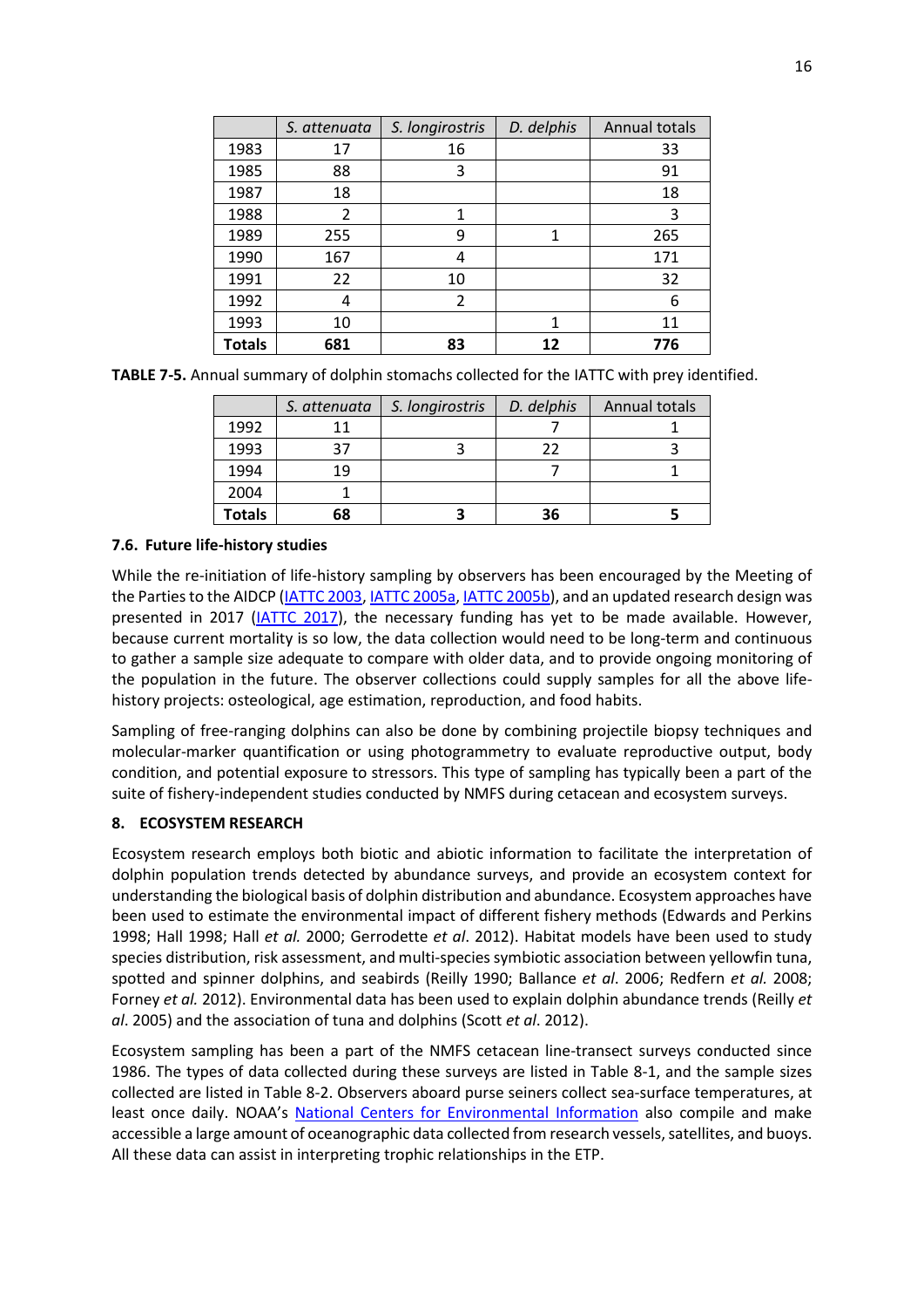|  | *S. attenuata* | *S. longirostris* | *D. delphis* | Annual totals |
|---|---|---|---|---|
| 1983 | 17 | 16 |  | 33 |
| 1985 | 88 | 3 |  | 91 |
| 1987 | 18 |  |  | 18 |
| 1988 | 2 | 1 |  | 3 |
| 1989 | 255 | 9 | 1 | 265 |
| 1990 | 167 | 4 |  | 171 |
| 1991 | 22 | 10 |  | 32 |
| 1992 | 4 | 2 |  | 6 |
| 1993 | 10 |  | 1 | 11 |
| **Totals** | **681** | **83** | **12** | **776** |

**TABLE 7-5.** Annual summary of dolphin stomachs collected for the IATTC with prey identified.

|  | *S. attenuata* | *S. longirostris* | *D. delphis* | Annual totals |
|---|---|---|---|---|
| 1992 | 11 |  | 7 | 1 |
| 1993 | 37 | 3 | 22 | 3 |
| 1994 | 19 |  | 7 | 1 |
| 2004 | 1 |  |  |  |
| **Totals** | **68** | **3** | **36** | **5** |

### 7.6. Future life-history studies

While the re-initiation of life-history sampling by observers has been encouraged by the Meeting of the Parties to the AIDCP (IATTC 2003, IATTC 2005a, IATTC 2005b), and an updated research design was presented in 2017 (IATTC 2017), the necessary funding has yet to be made available. However, because current mortality is so low, the data collection would need to be long-term and continuous to gather a sample size adequate to compare with older data, and to provide ongoing monitoring of the population in the future. The observer collections could supply samples for all the above life-history projects: osteological, age estimation, reproduction, and food habits.

Sampling of free-ranging dolphins can also be done by combining projectile biopsy techniques and molecular-marker quantification or using photogrammetry to evaluate reproductive output, body condition, and potential exposure to stressors. This type of sampling has typically been a part of the suite of fishery-independent studies conducted by NMFS during cetacean and ecosystem surveys.

## 8. ECOSYSTEM RESEARCH

Ecosystem research employs both biotic and abiotic information to facilitate the interpretation of dolphin population trends detected by abundance surveys, and provide an ecosystem context for understanding the biological basis of dolphin distribution and abundance. Ecosystem approaches have been used to estimate the environmental impact of different fishery methods (Edwards and Perkins 1998; Hall 1998; Hall *et al.* 2000; Gerrodette *et al*. 2012). Habitat models have been used to study species distribution, risk assessment, and multi-species symbiotic association between yellowfin tuna, spotted and spinner dolphins, and seabirds (Reilly 1990; Ballance *et al*. 2006; Redfern *et al.* 2008; Forney *et al.* 2012). Environmental data has been used to explain dolphin abundance trends (Reilly *et al*. 2005) and the association of tuna and dolphins (Scott *et al*. 2012).

Ecosystem sampling has been a part of the NMFS cetacean line-transect surveys conducted since 1986. The types of data collected during these surveys are listed in Table 8-1, and the sample sizes collected are listed in Table 8-2. Observers aboard purse seiners collect sea-surface temperatures, at least once daily. NOAA's National Centers for Environmental Information also compile and make accessible a large amount of oceanographic data collected from research vessels, satellites, and buoys. All these data can assist in interpreting trophic relationships in the ETP.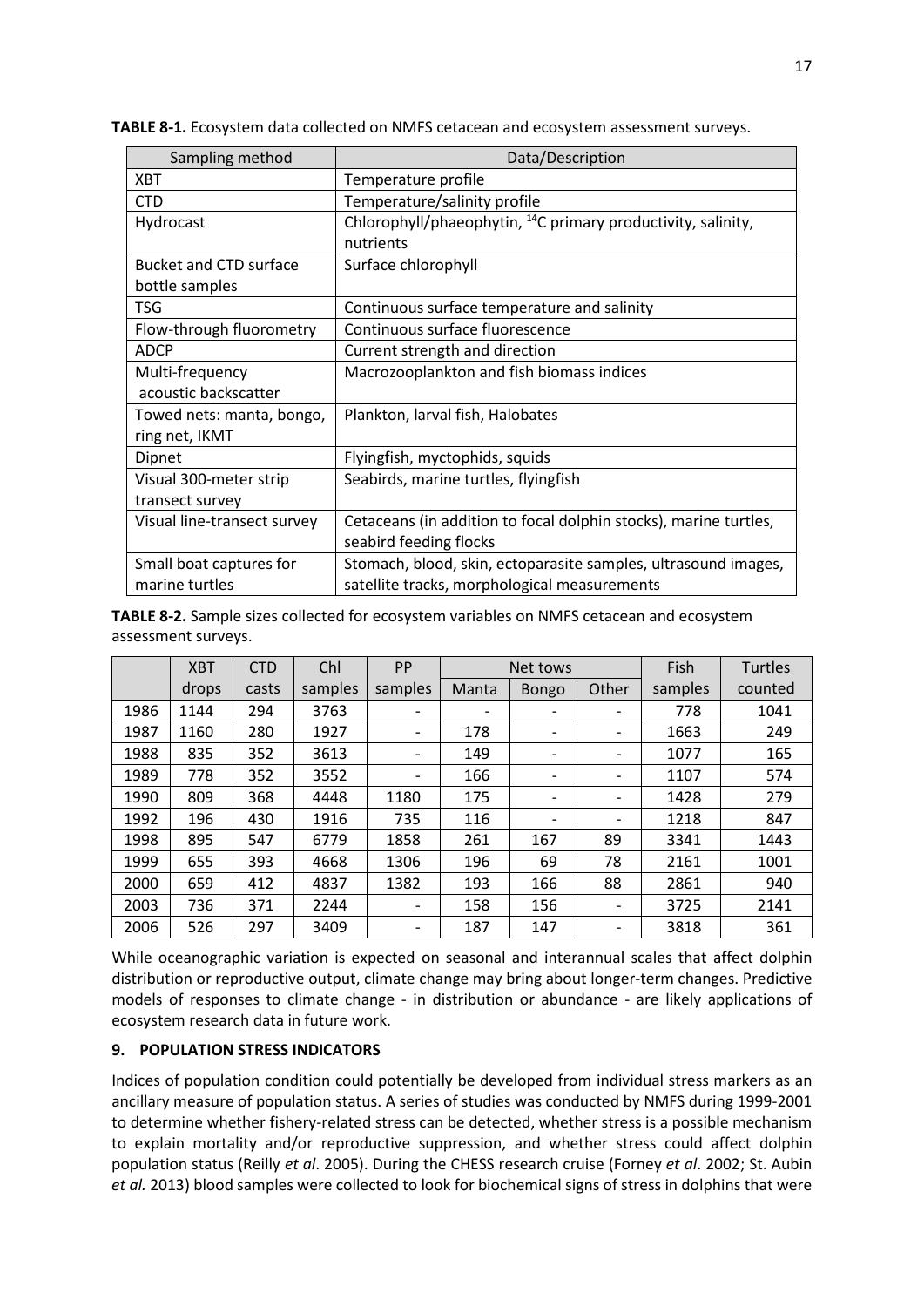**TABLE 8-1.** Ecosystem data collected on NMFS cetacean and ecosystem assessment surveys.

| Sampling method | Data/Description |
| --- | --- |
| XBT | Temperature profile |
| CTD | Temperature/salinity profile |
| Hydrocast | Chlorophyll/phaeophytin, $^{14}C$ primary productivity, salinity, nutrients |
| Bucket and CTD surface bottle samples | Surface chlorophyll |
| TSG | Continuous surface temperature and salinity |
| Flow-through fluorometry | Continuous surface fluorescence |
| ADCP | Current strength and direction |
| Multi-frequency acoustic backscatter | Macrozooplankton and fish biomass indices |
| Towed nets: manta, bongo, ring net, IKMT | Plankton, larval fish, Halobates |
| Dipnet | Flyingfish, myctophids, squids |
| Visual 300-meter strip transect survey | Seabirds, marine turtles, flyingfish |
| Visual line-transect survey | Cetaceans (in addition to focal dolphin stocks), marine turtles, seabird feeding flocks |
| Small boat captures for marine turtles | Stomach, blood, skin, ectoparasite samples, ultrasound images, satellite tracks, morphological measurements |

**TABLE 8-2.** Sample sizes collected for ecosystem variables on NMFS cetacean and ecosystem assessment surveys.

| | XBT | CTD | Chl | PP | Net tows | | | Fish | Turtles |
| --- | --- | --- | --- | --- | --- | --- | --- | --- | --- |
| | drops | casts | samples | samples | Manta | Bongo | Other | samples | counted |
| 1986 | 1144 | 294 | 3763 | - | - | - | - | 778 | 1041 |
| 1987 | 1160 | 280 | 1927 | - | 178 | - | - | 1663 | 249 |
| 1988 | 835 | 352 | 3613 | - | 149 | - | - | 1077 | 165 |
| 1989 | 778 | 352 | 3552 | - | 166 | - | - | 1107 | 574 |
| 1990 | 809 | 368 | 4448 | 1180 | 175 | - | - | 1428 | 279 |
| 1992 | 196 | 430 | 1916 | 735 | 116 | - | - | 1218 | 847 |
| 1998 | 895 | 547 | 6779 | 1858 | 261 | 167 | 89 | 3341 | 1443 |
| 1999 | 655 | 393 | 4668 | 1306 | 196 | 69 | 78 | 2161 | 1001 |
| 2000 | 659 | 412 | 4837 | 1382 | 193 | 166 | 88 | 2861 | 940 |
| 2003 | 736 | 371 | 2244 | - | 158 | 156 | - | 3725 | 2141 |
| 2006 | 526 | 297 | 3409 | - | 187 | 147 | - | 3818 | 361 |

While oceanographic variation is expected on seasonal and interannual scales that affect dolphin distribution or reproductive output, climate change may bring about longer-term changes. Predictive models of responses to climate change - in distribution or abundance - are likely applications of ecosystem research data in future work.

## 9. POPULATION STRESS INDICATORS

Indices of population condition could potentially be developed from individual stress markers as an ancillary measure of population status. A series of studies was conducted by NMFS during 1999-2001 to determine whether fishery-related stress can be detected, whether stress is a possible mechanism to explain mortality and/or reproductive suppression, and whether stress could affect dolphin population status (Reilly *et al*. 2005). During the CHESS research cruise (Forney *et al*. 2002; St. Aubin *et al.* 2013) blood samples were collected to look for biochemical signs of stress in dolphins that were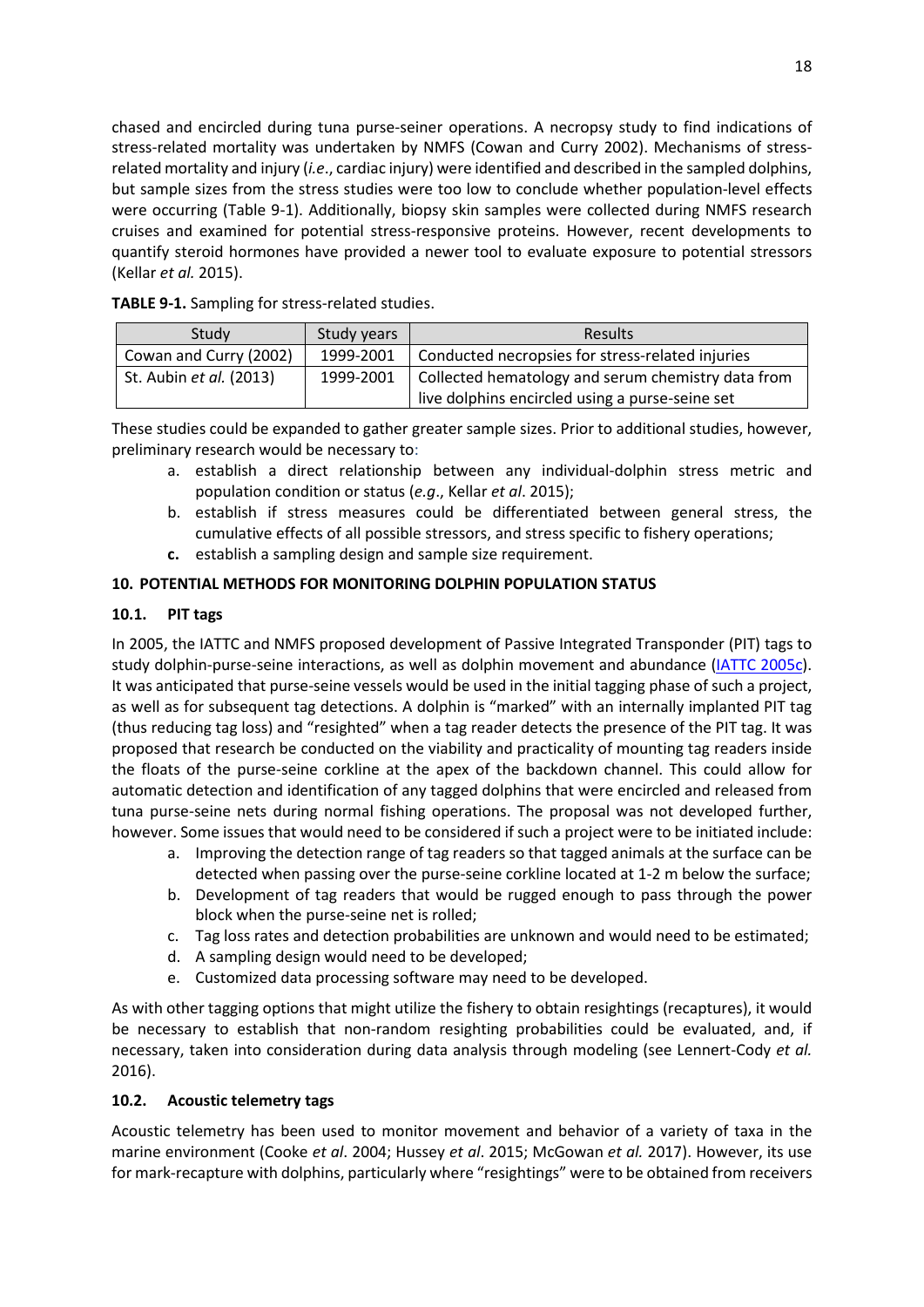chased and encircled during tuna purse-seiner operations. A necropsy study to find indications of stress-related mortality was undertaken by NMFS (Cowan and Curry 2002). Mechanisms of stress-related mortality and injury (*i.e*., cardiac injury) were identified and described in the sampled dolphins, but sample sizes from the stress studies were too low to conclude whether population-level effects were occurring (Table 9-1). Additionally, biopsy skin samples were collected during NMFS research cruises and examined for potential stress-responsive proteins. However, recent developments to quantify steroid hormones have provided a newer tool to evaluate exposure to potential stressors (Kellar *et al.* 2015).

**TABLE 9-1.** Sampling for stress-related studies.

| Study | Study years | Results |
|---|---|---|
| Cowan and Curry (2002) | 1999-2001 | Conducted necropsies for stress-related injuries |
| St. Aubin *et al.* (2013) | 1999-2001 | Collected hematology and serum chemistry data from live dolphins encircled using a purse-seine set |

These studies could be expanded to gather greater sample sizes. Prior to additional studies, however, preliminary research would be necessary to:

a. establish a direct relationship between any individual-dolphin stress metric and population condition or status (*e.g*., Kellar *et al*. 2015);
b. establish if stress measures could be differentiated between general stress, the cumulative effects of all possible stressors, and stress specific to fishery operations;
c. establish a sampling design and sample size requirement.

## 10. POTENTIAL METHODS FOR MONITORING DOLPHIN POPULATION STATUS

### 10.1. PIT tags

In 2005, the IATTC and NMFS proposed development of Passive Integrated Transponder (PIT) tags to study dolphin-purse-seine interactions, as well as dolphin movement and abundance (IATTC 2005c). It was anticipated that purse-seine vessels would be used in the initial tagging phase of such a project, as well as for subsequent tag detections. A dolphin is "marked" with an internally implanted PIT tag (thus reducing tag loss) and "resighted" when a tag reader detects the presence of the PIT tag. It was proposed that research be conducted on the viability and practicality of mounting tag readers inside the floats of the purse-seine corkline at the apex of the backdown channel. This could allow for automatic detection and identification of any tagged dolphins that were encircled and released from tuna purse-seine nets during normal fishing operations. The proposal was not developed further, however. Some issues that would need to be considered if such a project were to be initiated include:

a. Improving the detection range of tag readers so that tagged animals at the surface can be detected when passing over the purse-seine corkline located at 1-2 m below the surface;
b. Development of tag readers that would be rugged enough to pass through the power block when the purse-seine net is rolled;
c. Tag loss rates and detection probabilities are unknown and would need to be estimated;
d. A sampling design would need to be developed;
e. Customized data processing software may need to be developed.

As with other tagging options that might utilize the fishery to obtain resightings (recaptures), it would be necessary to establish that non-random resighting probabilities could be evaluated, and, if necessary, taken into consideration during data analysis through modeling (see Lennert-Cody *et al.* 2016).

### 10.2. Acoustic telemetry tags

Acoustic telemetry has been used to monitor movement and behavior of a variety of taxa in the marine environment (Cooke *et al*. 2004; Hussey *et al*. 2015; McGowan *et al.* 2017). However, its use for mark-recapture with dolphins, particularly where "resightings" were to be obtained from receivers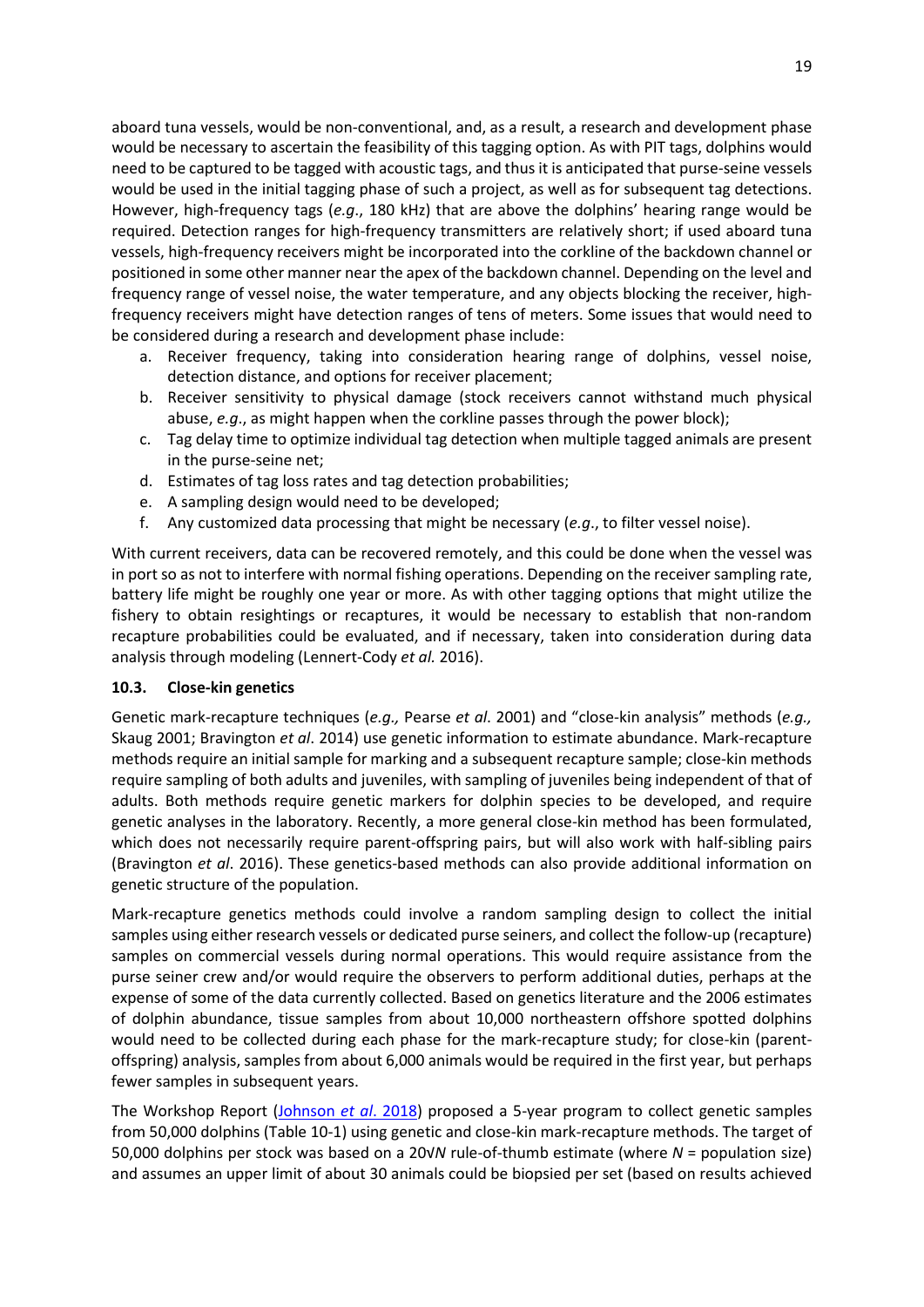aboard tuna vessels, would be non-conventional, and, as a result, a research and development phase would be necessary to ascertain the feasibility of this tagging option. As with PIT tags, dolphins would need to be captured to be tagged with acoustic tags, and thus it is anticipated that purse-seine vessels would be used in the initial tagging phase of such a project, as well as for subsequent tag detections. However, high-frequency tags (*e.g*., 180 kHz) that are above the dolphins' hearing range would be required. Detection ranges for high-frequency transmitters are relatively short; if used aboard tuna vessels, high-frequency receivers might be incorporated into the corkline of the backdown channel or positioned in some other manner near the apex of the backdown channel. Depending on the level and frequency range of vessel noise, the water temperature, and any objects blocking the receiver, high-frequency receivers might have detection ranges of tens of meters. Some issues that would need to be considered during a research and development phase include:

a. Receiver frequency, taking into consideration hearing range of dolphins, vessel noise, detection distance, and options for receiver placement;
b. Receiver sensitivity to physical damage (stock receivers cannot withstand much physical abuse, *e.g*., as might happen when the corkline passes through the power block);
c. Tag delay time to optimize individual tag detection when multiple tagged animals are present in the purse-seine net;
d. Estimates of tag loss rates and tag detection probabilities;
e. A sampling design would need to be developed;
f. Any customized data processing that might be necessary (*e.g*., to filter vessel noise).

With current receivers, data can be recovered remotely, and this could be done when the vessel was in port so as not to interfere with normal fishing operations. Depending on the receiver sampling rate, battery life might be roughly one year or more. As with other tagging options that might utilize the fishery to obtain resightings or recaptures, it would be necessary to establish that non-random recapture probabilities could be evaluated, and if necessary, taken into consideration during data analysis through modeling (Lennert-Cody *et al.* 2016).

### 10.3. Close-kin genetics

Genetic mark-recapture techniques (*e.g.,* Pearse *et al*. 2001) and "close-kin analysis" methods (*e.g.,* Skaug 2001; Bravington *et al*. 2014) use genetic information to estimate abundance. Mark-recapture methods require an initial sample for marking and a subsequent recapture sample; close-kin methods require sampling of both adults and juveniles, with sampling of juveniles being independent of that of adults. Both methods require genetic markers for dolphin species to be developed, and require genetic analyses in the laboratory. Recently, a more general close-kin method has been formulated, which does not necessarily require parent-offspring pairs, but will also work with half-sibling pairs (Bravington *et al*. 2016). These genetics-based methods can also provide additional information on genetic structure of the population.

Mark-recapture genetics methods could involve a random sampling design to collect the initial samples using either research vessels or dedicated purse seiners, and collect the follow-up (recapture) samples on commercial vessels during normal operations. This would require assistance from the purse seiner crew and/or would require the observers to perform additional duties, perhaps at the expense of some of the data currently collected. Based on genetics literature and the 2006 estimates of dolphin abundance, tissue samples from about 10,000 northeastern offshore spotted dolphins would need to be collected during each phase for the mark-recapture study; for close-kin (parent-offspring) analysis, samples from about 6,000 animals would be required in the first year, but perhaps fewer samples in subsequent years.

The Workshop Report (Johnson *et al*. 2018) proposed a 5-year program to collect genetic samples from 50,000 dolphins (Table 10-1) using genetic and close-kin mark-recapture methods. The target of 50,000 dolphins per stock was based on a $20\sqrt{N}$ rule-of-thumb estimate (where $N$ = population size) and assumes an upper limit of about 30 animals could be biopsied per set (based on results achieved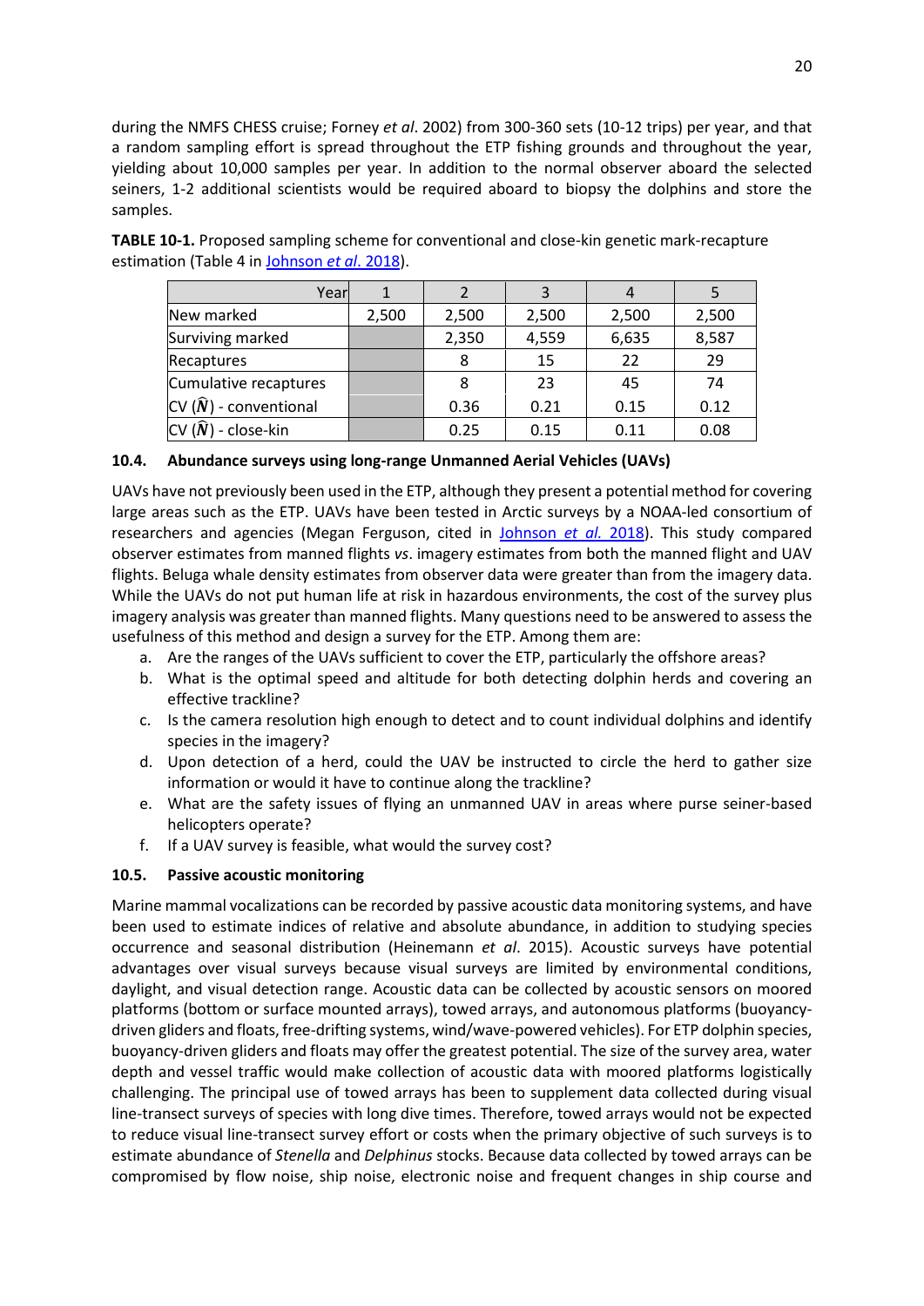during the NMFS CHESS cruise; Forney *et al*. 2002) from 300-360 sets (10-12 trips) per year, and that a random sampling effort is spread throughout the ETP fishing grounds and throughout the year, yielding about 10,000 samples per year. In addition to the normal observer aboard the selected seiners, 1-2 additional scientists would be required aboard to biopsy the dolphins and store the samples.

**TABLE 10-1.** Proposed sampling scheme for conventional and close-kin genetic mark-recapture estimation (Table 4 in Johnson *et al*. 2018).

| Year | 1 | 2 | 3 | 4 | 5 |
|---|---|---|---|---|---|
| New marked | 2,500 | 2,500 | 2,500 | 2,500 | 2,500 |
| Surviving marked | | 2,350 | 4,559 | 6,635 | 8,587 |
| Recaptures | | 8 | 15 | 22 | 29 |
| Cumulative recaptures | | 8 | 23 | 45 | 74 |
| CV ($\widehat{N}$) - conventional | | 0.36 | 0.21 | 0.15 | 0.12 |
| CV ($\widehat{N}$) - close-kin | | 0.25 | 0.15 | 0.11 | 0.08 |

### 10.4. Abundance surveys using long-range Unmanned Aerial Vehicles (UAVs)

UAVs have not previously been used in the ETP, although they present a potential method for covering large areas such as the ETP. UAVs have been tested in Arctic surveys by a NOAA-led consortium of researchers and agencies (Megan Ferguson, cited in Johnson *et al.* 2018). This study compared observer estimates from manned flights *vs*. imagery estimates from both the manned flight and UAV flights. Beluga whale density estimates from observer data were greater than from the imagery data. While the UAVs do not put human life at risk in hazardous environments, the cost of the survey plus imagery analysis was greater than manned flights. Many questions need to be answered to assess the usefulness of this method and design a survey for the ETP. Among them are:

a. Are the ranges of the UAVs sufficient to cover the ETP, particularly the offshore areas?
b. What is the optimal speed and altitude for both detecting dolphin herds and covering an effective trackline?
c. Is the camera resolution high enough to detect and to count individual dolphins and identify species in the imagery?
d. Upon detection of a herd, could the UAV be instructed to circle the herd to gather size information or would it have to continue along the trackline?
e. What are the safety issues of flying an unmanned UAV in areas where purse seiner-based helicopters operate?
f. If a UAV survey is feasible, what would the survey cost?

### 10.5. Passive acoustic monitoring

Marine mammal vocalizations can be recorded by passive acoustic data monitoring systems, and have been used to estimate indices of relative and absolute abundance, in addition to studying species occurrence and seasonal distribution (Heinemann *et al*. 2015). Acoustic surveys have potential advantages over visual surveys because visual surveys are limited by environmental conditions, daylight, and visual detection range. Acoustic data can be collected by acoustic sensors on moored platforms (bottom or surface mounted arrays), towed arrays, and autonomous platforms (buoyancy-driven gliders and floats, free-drifting systems, wind/wave-powered vehicles). For ETP dolphin species, buoyancy-driven gliders and floats may offer the greatest potential. The size of the survey area, water depth and vessel traffic would make collection of acoustic data with moored platforms logistically challenging. The principal use of towed arrays has been to supplement data collected during visual line-transect surveys of species with long dive times. Therefore, towed arrays would not be expected to reduce visual line-transect survey effort or costs when the primary objective of such surveys is to estimate abundance of *Stenella* and *Delphinus* stocks. Because data collected by towed arrays can be compromised by flow noise, ship noise, electronic noise and frequent changes in ship course and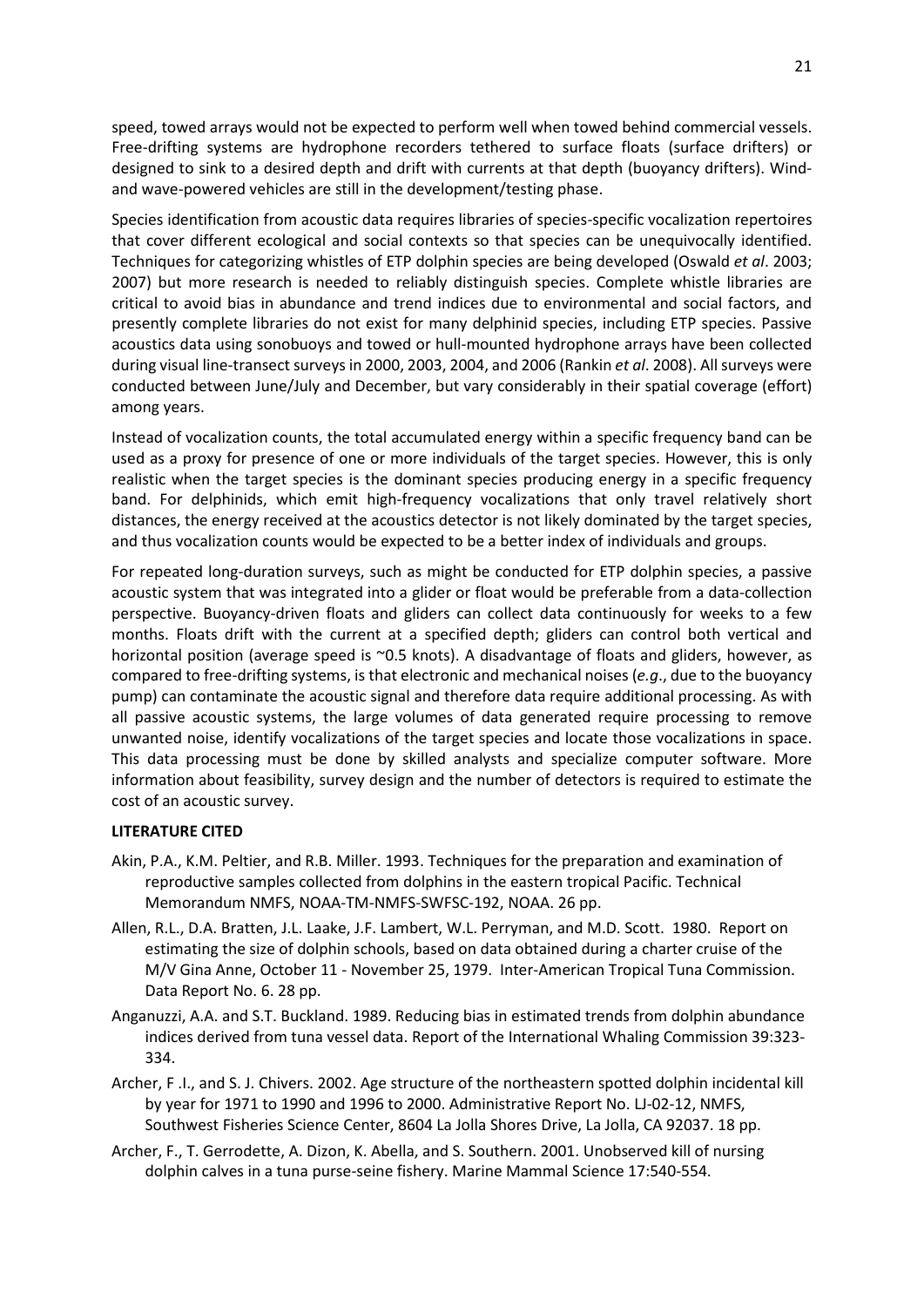speed, towed arrays would not be expected to perform well when towed behind commercial vessels. Free-drifting systems are hydrophone recorders tethered to surface floats (surface drifters) or designed to sink to a desired depth and drift with currents at that depth (buoyancy drifters). Wind- and wave-powered vehicles are still in the development/testing phase.

Species identification from acoustic data requires libraries of species-specific vocalization repertoires that cover different ecological and social contexts so that species can be unequivocally identified. Techniques for categorizing whistles of ETP dolphin species are being developed (Oswald *et al*. 2003; 2007) but more research is needed to reliably distinguish species. Complete whistle libraries are critical to avoid bias in abundance and trend indices due to environmental and social factors, and presently complete libraries do not exist for many delphinid species, including ETP species. Passive acoustics data using sonobuoys and towed or hull-mounted hydrophone arrays have been collected during visual line-transect surveys in 2000, 2003, 2004, and 2006 (Rankin *et al*. 2008). All surveys were conducted between June/July and December, but vary considerably in their spatial coverage (effort) among years.

Instead of vocalization counts, the total accumulated energy within a specific frequency band can be used as a proxy for presence of one or more individuals of the target species. However, this is only realistic when the target species is the dominant species producing energy in a specific frequency band. For delphinids, which emit high-frequency vocalizations that only travel relatively short distances, the energy received at the acoustics detector is not likely dominated by the target species, and thus vocalization counts would be expected to be a better index of individuals and groups.

For repeated long-duration surveys, such as might be conducted for ETP dolphin species, a passive acoustic system that was integrated into a glider or float would be preferable from a data-collection perspective. Buoyancy-driven floats and gliders can collect data continuously for weeks to a few months. Floats drift with the current at a specified depth; gliders can control both vertical and horizontal position (average speed is ~0.5 knots). A disadvantage of floats and gliders, however, as compared to free-drifting systems, is that electronic and mechanical noises (*e.g*., due to the buoyancy pump) can contaminate the acoustic signal and therefore data require additional processing. As with all passive acoustic systems, the large volumes of data generated require processing to remove unwanted noise, identify vocalizations of the target species and locate those vocalizations in space. This data processing must be done by skilled analysts and specialize computer software. More information about feasibility, survey design and the number of detectors is required to estimate the cost of an acoustic survey.

**LITERATURE CITED**

Akin, P.A., K.M. Peltier, and R.B. Miller. 1993. Techniques for the preparation and examination of reproductive samples collected from dolphins in the eastern tropical Pacific. Technical Memorandum NMFS, NOAA-TM-NMFS-SWFSC-192, NOAA. 26 pp.

Allen, R.L., D.A. Bratten, J.L. Laake, J.F. Lambert, W.L. Perryman, and M.D. Scott. 1980. Report on estimating the size of dolphin schools, based on data obtained during a charter cruise of the M/V Gina Anne, October 11 - November 25, 1979. Inter-American Tropical Tuna Commission. Data Report No. 6. 28 pp.

Anganuzzi, A.A. and S.T. Buckland. 1989. Reducing bias in estimated trends from dolphin abundance indices derived from tuna vessel data. Report of the International Whaling Commission 39:323-334.

Archer, F .I., and S. J. Chivers. 2002. Age structure of the northeastern spotted dolphin incidental kill by year for 1971 to 1990 and 1996 to 2000. Administrative Report No. LJ-02-12, NMFS, Southwest Fisheries Science Center, 8604 La Jolla Shores Drive, La Jolla, CA 92037. 18 pp.

Archer, F., T. Gerrodette, A. Dizon, K. Abella, and S. Southern. 2001. Unobserved kill of nursing dolphin calves in a tuna purse-seine fishery. Marine Mammal Science 17:540-554.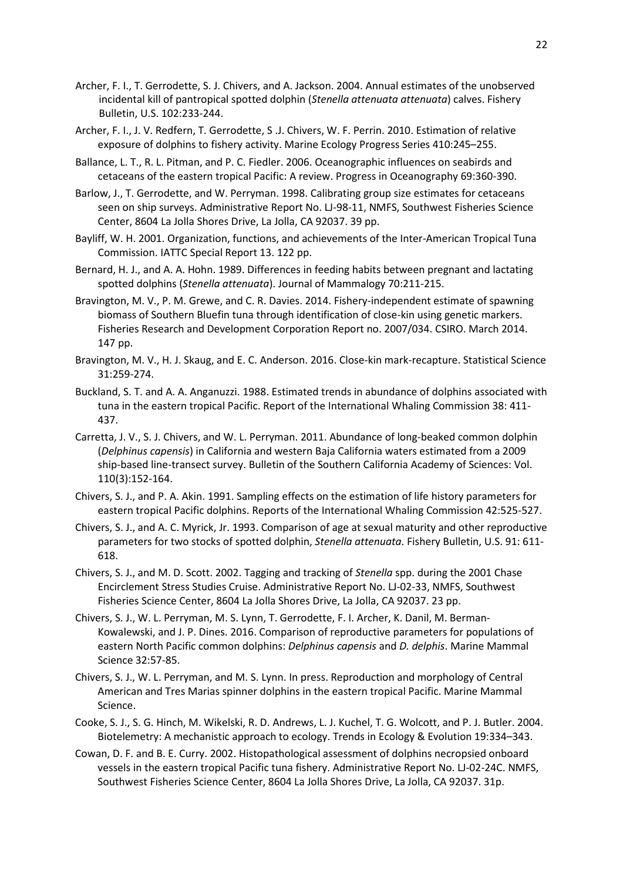Archer, F. I., T. Gerrodette, S. J. Chivers, and A. Jackson. 2004. Annual estimates of the unobserved incidental kill of pantropical spotted dolphin (*Stenella attenuata attenuata*) calves. Fishery Bulletin, U.S. 102:233-244.

Archer, F. I., J. V. Redfern, T. Gerrodette, S .J. Chivers, W. F. Perrin. 2010. Estimation of relative exposure of dolphins to fishery activity. Marine Ecology Progress Series 410:245–255.

Ballance, L. T., R. L. Pitman, and P. C. Fiedler. 2006. Oceanographic influences on seabirds and cetaceans of the eastern tropical Pacific: A review. Progress in Oceanography 69:360-390.

Barlow, J., T. Gerrodette, and W. Perryman. 1998. Calibrating group size estimates for cetaceans seen on ship surveys. Administrative Report No. LJ-98-11, NMFS, Southwest Fisheries Science Center, 8604 La Jolla Shores Drive, La Jolla, CA 92037. 39 pp.

Bayliff, W. H. 2001. Organization, functions, and achievements of the Inter-American Tropical Tuna Commission. IATTC Special Report 13. 122 pp.

Bernard, H. J., and A. A. Hohn. 1989. Differences in feeding habits between pregnant and lactating spotted dolphins (*Stenella attenuata*). Journal of Mammalogy 70:211-215.

Bravington, M. V., P. M. Grewe, and C. R. Davies. 2014. Fishery-independent estimate of spawning biomass of Southern Bluefin tuna through identification of close-kin using genetic markers. Fisheries Research and Development Corporation Report no. 2007/034. CSIRO. March 2014. 147 pp.

Bravington, M. V., H. J. Skaug, and E. C. Anderson. 2016. Close-kin mark-recapture. Statistical Science 31:259-274.

Buckland, S. T. and A. A. Anganuzzi. 1988. Estimated trends in abundance of dolphins associated with tuna in the eastern tropical Pacific. Report of the International Whaling Commission 38: 411-437.

Carretta, J. V., S. J. Chivers, and W. L. Perryman. 2011. Abundance of long-beaked common dolphin (*Delphinus capensis*) in California and western Baja California waters estimated from a 2009 ship-based line-transect survey. Bulletin of the Southern California Academy of Sciences: Vol. 110(3):152-164.

Chivers, S. J., and P. A. Akin. 1991. Sampling effects on the estimation of life history parameters for eastern tropical Pacific dolphins. Reports of the International Whaling Commission 42:525-527.

Chivers, S. J., and A. C. Myrick, Jr. 1993. Comparison of age at sexual maturity and other reproductive parameters for two stocks of spotted dolphin, *Stenella attenuata*. Fishery Bulletin, U.S. 91: 611-618.

Chivers, S. J., and M. D. Scott. 2002. Tagging and tracking of *Stenella* spp. during the 2001 Chase Encirclement Stress Studies Cruise. Administrative Report No. LJ-02-33, NMFS, Southwest Fisheries Science Center, 8604 La Jolla Shores Drive, La Jolla, CA 92037. 23 pp.

Chivers, S. J., W. L. Perryman, M. S. Lynn, T. Gerrodette, F. I. Archer, K. Danil, M. Berman-Kowalewski, and J. P. Dines. 2016. Comparison of reproductive parameters for populations of eastern North Pacific common dolphins: *Delphinus capensis* and *D. delphis*. Marine Mammal Science 32:57-85.

Chivers, S. J., W. L. Perryman, and M. S. Lynn. In press. Reproduction and morphology of Central American and Tres Marias spinner dolphins in the eastern tropical Pacific. Marine Mammal Science.

Cooke, S. J., S. G. Hinch, M. Wikelski, R. D. Andrews, L. J. Kuchel, T. G. Wolcott, and P. J. Butler. 2004. Biotelemetry: A mechanistic approach to ecology. Trends in Ecology & Evolution 19:334–343.

Cowan, D. F. and B. E. Curry. 2002. Histopathological assessment of dolphins necropsied onboard vessels in the eastern tropical Pacific tuna fishery. Administrative Report No. LJ-02-24C. NMFS, Southwest Fisheries Science Center, 8604 La Jolla Shores Drive, La Jolla, CA 92037. 31p.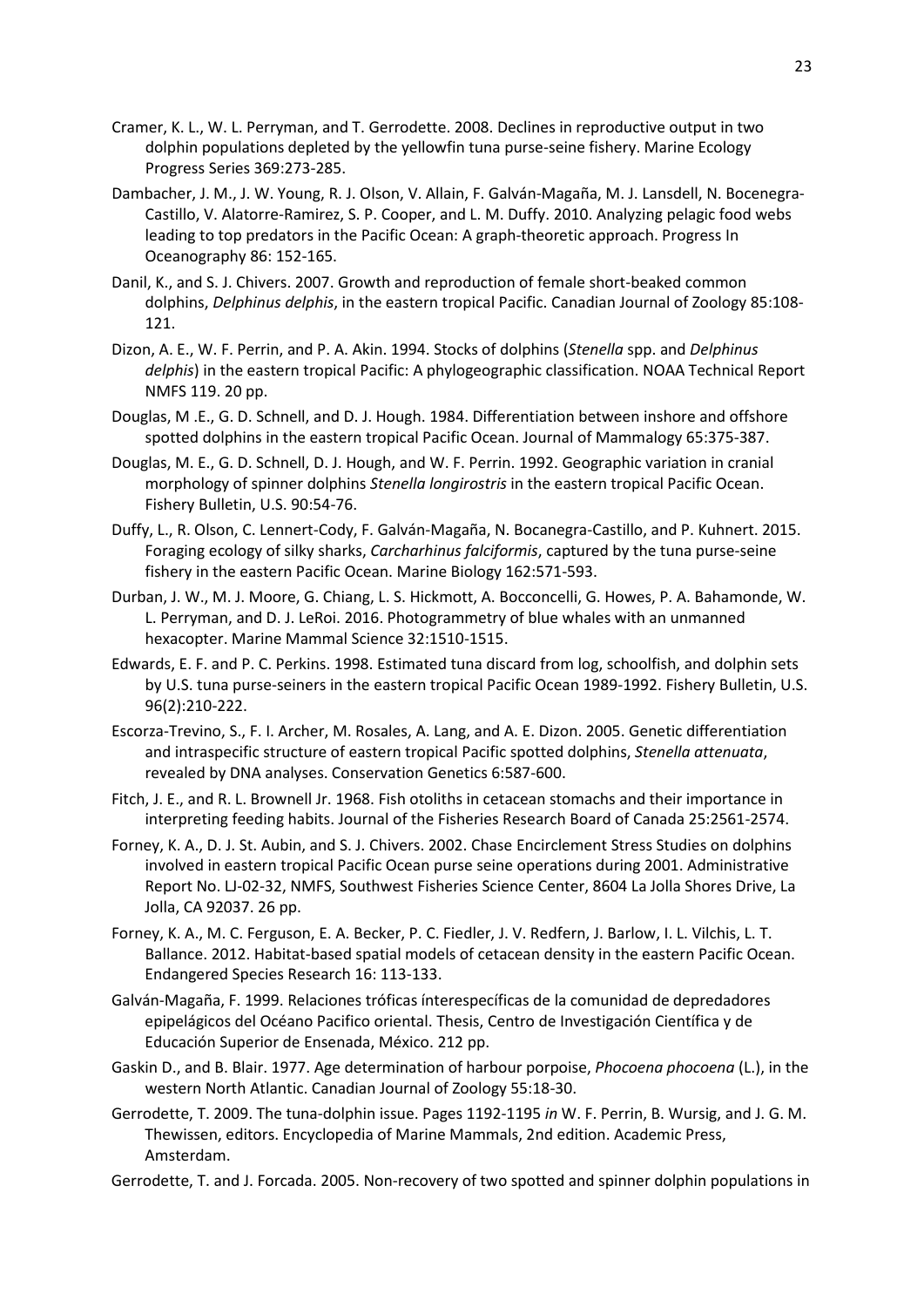Cramer, K. L., W. L. Perryman, and T. Gerrodette. 2008. Declines in reproductive output in two dolphin populations depleted by the yellowfin tuna purse-seine fishery. Marine Ecology Progress Series 369:273-285.

Dambacher, J. M., J. W. Young, R. J. Olson, V. Allain, F. Galván-Magaña, M. J. Lansdell, N. Bocenegra-Castillo, V. Alatorre-Ramirez, S. P. Cooper, and L. M. Duffy. 2010. Analyzing pelagic food webs leading to top predators in the Pacific Ocean: A graph-theoretic approach. Progress In Oceanography 86: 152-165.

Danil, K., and S. J. Chivers. 2007. Growth and reproduction of female short-beaked common dolphins, *Delphinus delphis*, in the eastern tropical Pacific. Canadian Journal of Zoology 85:108-121.

Dizon, A. E., W. F. Perrin, and P. A. Akin. 1994. Stocks of dolphins (*Stenella* spp. and *Delphinus delphis*) in the eastern tropical Pacific: A phylogeographic classification. NOAA Technical Report NMFS 119. 20 pp.

Douglas, M .E., G. D. Schnell, and D. J. Hough. 1984. Differentiation between inshore and offshore spotted dolphins in the eastern tropical Pacific Ocean. Journal of Mammalogy 65:375-387.

Douglas, M. E., G. D. Schnell, D. J. Hough, and W. F. Perrin. 1992. Geographic variation in cranial morphology of spinner dolphins *Stenella longirostris* in the eastern tropical Pacific Ocean. Fishery Bulletin, U.S. 90:54-76.

Duffy, L., R. Olson, C. Lennert-Cody, F. Galván-Magaña, N. Bocanegra-Castillo, and P. Kuhnert. 2015. Foraging ecology of silky sharks, *Carcharhinus falciformis*, captured by the tuna purse-seine fishery in the eastern Pacific Ocean. Marine Biology 162:571-593.

Durban, J. W., M. J. Moore, G. Chiang, L. S. Hickmott, A. Bocconcelli, G. Howes, P. A. Bahamonde, W. L. Perryman, and D. J. LeRoi. 2016. Photogrammetry of blue whales with an unmanned hexacopter. Marine Mammal Science 32:1510-1515.

Edwards, E. F. and P. C. Perkins. 1998. Estimated tuna discard from log, schoolfish, and dolphin sets by U.S. tuna purse-seiners in the eastern tropical Pacific Ocean 1989-1992. Fishery Bulletin, U.S. 96(2):210-222.

Escorza-Trevino, S., F. I. Archer, M. Rosales, A. Lang, and A. E. Dizon. 2005. Genetic differentiation and intraspecific structure of eastern tropical Pacific spotted dolphins, *Stenella attenuata*, revealed by DNA analyses. Conservation Genetics 6:587-600.

Fitch, J. E., and R. L. Brownell Jr. 1968. Fish otoliths in cetacean stomachs and their importance in interpreting feeding habits. Journal of the Fisheries Research Board of Canada 25:2561-2574.

Forney, K. A., D. J. St. Aubin, and S. J. Chivers. 2002. Chase Encirclement Stress Studies on dolphins involved in eastern tropical Pacific Ocean purse seine operations during 2001. Administrative Report No. LJ-02-32, NMFS, Southwest Fisheries Science Center, 8604 La Jolla Shores Drive, La Jolla, CA 92037. 26 pp.

Forney, K. A., M. C. Ferguson, E. A. Becker, P. C. Fiedler, J. V. Redfern, J. Barlow, I. L. Vilchis, L. T. Ballance. 2012. Habitat-based spatial models of cetacean density in the eastern Pacific Ocean. Endangered Species Research 16: 113-133.

Galván-Magaña, F. 1999. Relaciones tróficas ínterespecíficas de la comunidad de depredadores epipelágicos del Océano Pacifico oriental. Thesis, Centro de Investigación Científica y de Educación Superior de Ensenada, México. 212 pp.

Gaskin D., and B. Blair. 1977. Age determination of harbour porpoise, *Phocoena phocoena* (L.), in the western North Atlantic. Canadian Journal of Zoology 55:18-30.

Gerrodette, T. 2009. The tuna-dolphin issue. Pages 1192-1195 *in* W. F. Perrin, B. Wursig, and J. G. M. Thewissen, editors. Encyclopedia of Marine Mammals, 2nd edition. Academic Press, Amsterdam.

Gerrodette, T. and J. Forcada. 2005. Non-recovery of two spotted and spinner dolphin populations in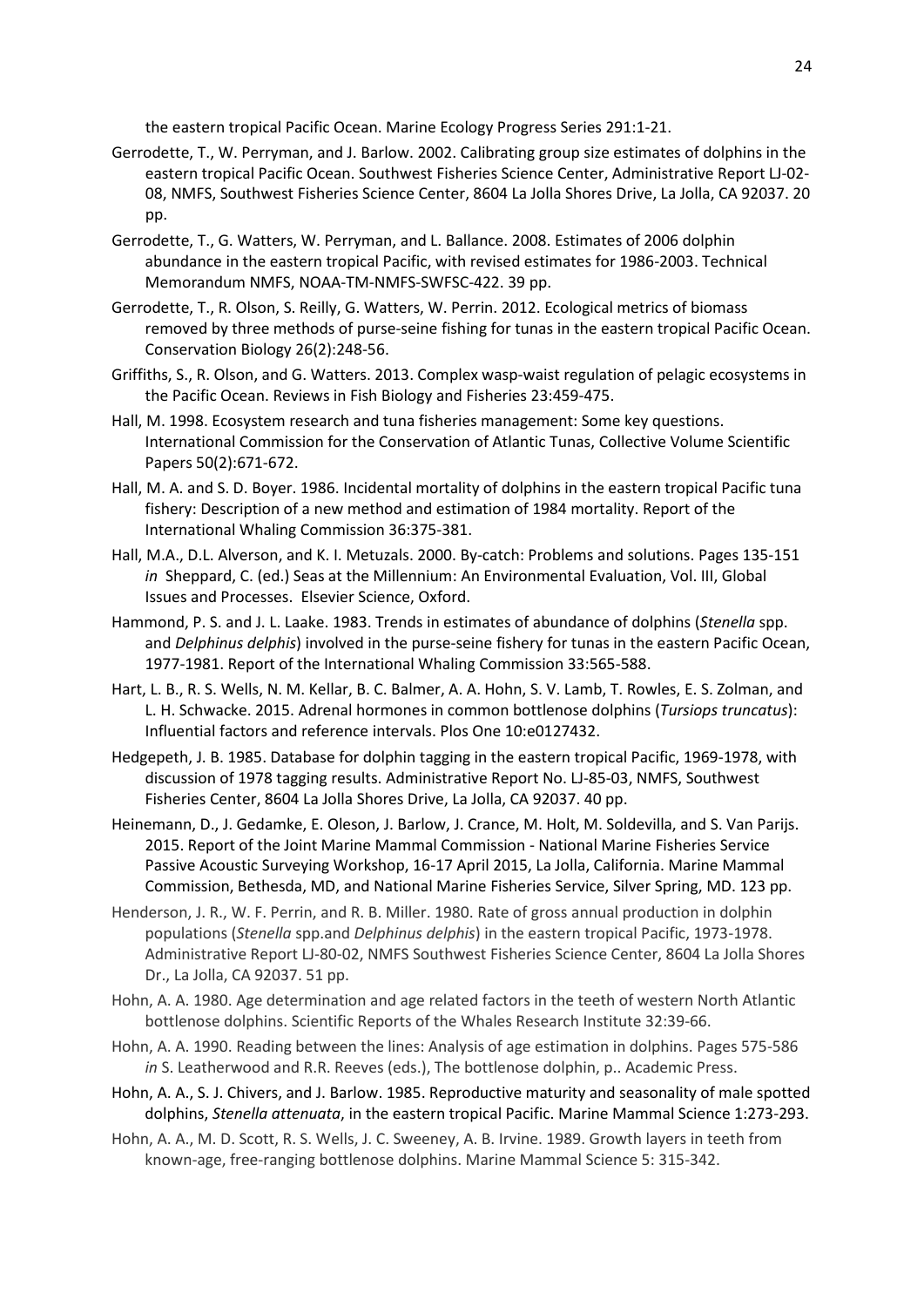the eastern tropical Pacific Ocean. Marine Ecology Progress Series 291:1-21.

Gerrodette, T., W. Perryman, and J. Barlow. 2002. Calibrating group size estimates of dolphins in the eastern tropical Pacific Ocean. Southwest Fisheries Science Center, Administrative Report LJ-02-08, NMFS, Southwest Fisheries Science Center, 8604 La Jolla Shores Drive, La Jolla, CA 92037. 20 pp.

Gerrodette, T., G. Watters, W. Perryman, and L. Ballance. 2008. Estimates of 2006 dolphin abundance in the eastern tropical Pacific, with revised estimates for 1986-2003. Technical Memorandum NMFS, NOAA-TM-NMFS-SWFSC-422. 39 pp.

Gerrodette, T., R. Olson, S. Reilly, G. Watters, W. Perrin. 2012. Ecological metrics of biomass removed by three methods of purse-seine fishing for tunas in the eastern tropical Pacific Ocean. Conservation Biology 26(2):248-56.

Griffiths, S., R. Olson, and G. Watters. 2013. Complex wasp-waist regulation of pelagic ecosystems in the Pacific Ocean. Reviews in Fish Biology and Fisheries 23:459-475.

Hall, M. 1998. Ecosystem research and tuna fisheries management: Some key questions. International Commission for the Conservation of Atlantic Tunas, Collective Volume Scientific Papers 50(2):671-672.

Hall, M. A. and S. D. Boyer. 1986. Incidental mortality of dolphins in the eastern tropical Pacific tuna fishery: Description of a new method and estimation of 1984 mortality. Report of the International Whaling Commission 36:375-381.

Hall, M.A., D.L. Alverson, and K. I. Metuzals. 2000. By-catch: Problems and solutions. Pages 135-151 *in* Sheppard, C. (ed.) Seas at the Millennium: An Environmental Evaluation, Vol. III, Global Issues and Processes. Elsevier Science, Oxford.

Hammond, P. S. and J. L. Laake. 1983. Trends in estimates of abundance of dolphins (*Stenella* spp. and *Delphinus delphis*) involved in the purse-seine fishery for tunas in the eastern Pacific Ocean, 1977-1981. Report of the International Whaling Commission 33:565-588.

Hart, L. B., R. S. Wells, N. M. Kellar, B. C. Balmer, A. A. Hohn, S. V. Lamb, T. Rowles, E. S. Zolman, and L. H. Schwacke. 2015. Adrenal hormones in common bottlenose dolphins (*Tursiops truncatus*): Influential factors and reference intervals. Plos One 10:e0127432.

Hedgepeth, J. B. 1985. Database for dolphin tagging in the eastern tropical Pacific, 1969-1978, with discussion of 1978 tagging results. Administrative Report No. LJ-85-03, NMFS, Southwest Fisheries Center, 8604 La Jolla Shores Drive, La Jolla, CA 92037. 40 pp.

Heinemann, D., J. Gedamke, E. Oleson, J. Barlow, J. Crance, M. Holt, M. Soldevilla, and S. Van Parijs. 2015. Report of the Joint Marine Mammal Commission - National Marine Fisheries Service Passive Acoustic Surveying Workshop, 16-17 April 2015, La Jolla, California. Marine Mammal Commission, Bethesda, MD, and National Marine Fisheries Service, Silver Spring, MD. 123 pp.

Henderson, J. R., W. F. Perrin, and R. B. Miller. 1980. Rate of gross annual production in dolphin populations (*Stenella* spp.and *Delphinus delphis*) in the eastern tropical Pacific, 1973-1978. Administrative Report LJ-80-02, NMFS Southwest Fisheries Science Center, 8604 La Jolla Shores Dr., La Jolla, CA 92037. 51 pp.

Hohn, A. A. 1980. Age determination and age related factors in the teeth of western North Atlantic bottlenose dolphins. Scientific Reports of the Whales Research Institute 32:39-66.

Hohn, A. A. 1990. Reading between the lines: Analysis of age estimation in dolphins. Pages 575-586 *in* S. Leatherwood and R.R. Reeves (eds.), The bottlenose dolphin, p.. Academic Press.

Hohn, A. A., S. J. Chivers, and J. Barlow. 1985. Reproductive maturity and seasonality of male spotted dolphins, *Stenella attenuata*, in the eastern tropical Pacific. Marine Mammal Science 1:273-293.

Hohn, A. A., M. D. Scott, R. S. Wells, J. C. Sweeney, A. B. Irvine. 1989. Growth layers in teeth from known-age, free-ranging bottlenose dolphins. Marine Mammal Science 5: 315-342.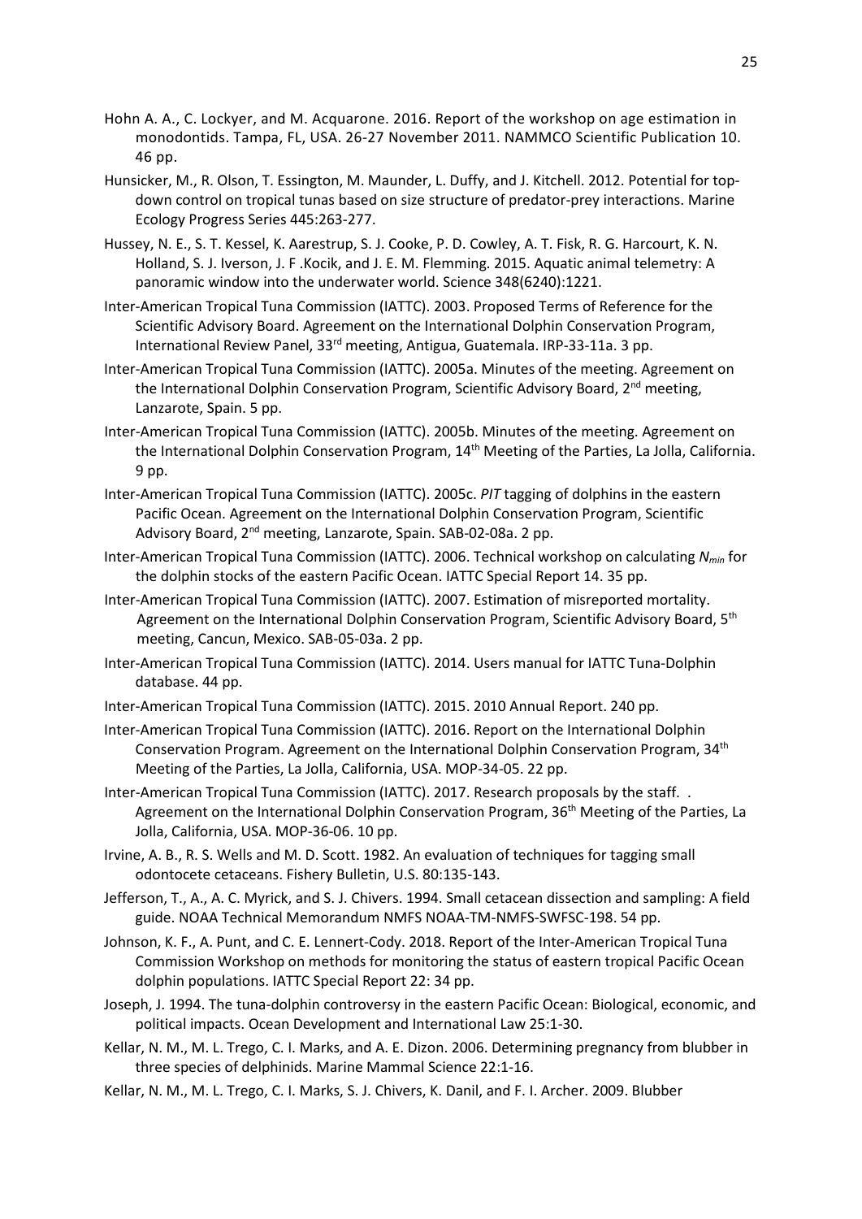Hohn A. A., C. Lockyer, and M. Acquarone. 2016. Report of the workshop on age estimation in monodontids. Tampa, FL, USA. 26-27 November 2011. NAMMCO Scientific Publication 10. 46 pp.

Hunsicker, M., R. Olson, T. Essington, M. Maunder, L. Duffy, and J. Kitchell. 2012. Potential for top-down control on tropical tunas based on size structure of predator-prey interactions. Marine Ecology Progress Series 445:263-277.

Hussey, N. E., S. T. Kessel, K. Aarestrup, S. J. Cooke, P. D. Cowley, A. T. Fisk, R. G. Harcourt, K. N. Holland, S. J. Iverson, J. F .Kocik, and J. E. M. Flemming. 2015. Aquatic animal telemetry: A panoramic window into the underwater world. Science 348(6240):1221.

Inter-American Tropical Tuna Commission (IATTC). 2003. Proposed Terms of Reference for the Scientific Advisory Board. Agreement on the International Dolphin Conservation Program, International Review Panel, 33rd meeting, Antigua, Guatemala. IRP-33-11a. 3 pp.

Inter-American Tropical Tuna Commission (IATTC). 2005a. Minutes of the meeting. Agreement on the International Dolphin Conservation Program, Scientific Advisory Board, 2nd meeting, Lanzarote, Spain. 5 pp.

Inter-American Tropical Tuna Commission (IATTC). 2005b. Minutes of the meeting. Agreement on the International Dolphin Conservation Program, 14th Meeting of the Parties, La Jolla, California. 9 pp.

Inter-American Tropical Tuna Commission (IATTC). 2005c. *PIT* tagging of dolphins in the eastern Pacific Ocean. Agreement on the International Dolphin Conservation Program, Scientific Advisory Board, 2nd meeting, Lanzarote, Spain. SAB-02-08a. 2 pp.

Inter-American Tropical Tuna Commission (IATTC). 2006. Technical workshop on calculating $N_{min}$ for the dolphin stocks of the eastern Pacific Ocean. IATTC Special Report 14. 35 pp.

Inter-American Tropical Tuna Commission (IATTC). 2007. Estimation of misreported mortality. Agreement on the International Dolphin Conservation Program, Scientific Advisory Board, 5th meeting, Cancun, Mexico. SAB-05-03a. 2 pp.

Inter-American Tropical Tuna Commission (IATTC). 2014. Users manual for IATTC Tuna-Dolphin database. 44 pp.

Inter-American Tropical Tuna Commission (IATTC). 2015. 2010 Annual Report. 240 pp.

Inter-American Tropical Tuna Commission (IATTC). 2016. Report on the International Dolphin Conservation Program. Agreement on the International Dolphin Conservation Program, 34th Meeting of the Parties, La Jolla, California, USA. MOP-34-05. 22 pp.

Inter-American Tropical Tuna Commission (IATTC). 2017. Research proposals by the staff. . Agreement on the International Dolphin Conservation Program, 36th Meeting of the Parties, La Jolla, California, USA. MOP-36-06. 10 pp.

Irvine, A. B., R. S. Wells and M. D. Scott. 1982. An evaluation of techniques for tagging small odontocete cetaceans. Fishery Bulletin, U.S. 80:135-143.

Jefferson, T., A., A. C. Myrick, and S. J. Chivers. 1994. Small cetacean dissection and sampling: A field guide. NOAA Technical Memorandum NMFS NOAA-TM-NMFS-SWFSC-198. 54 pp.

Johnson, K. F., A. Punt, and C. E. Lennert-Cody. 2018. Report of the Inter-American Tropical Tuna Commission Workshop on methods for monitoring the status of eastern tropical Pacific Ocean dolphin populations. IATTC Special Report 22: 34 pp.

Joseph, J. 1994. The tuna-dolphin controversy in the eastern Pacific Ocean: Biological, economic, and political impacts. Ocean Development and International Law 25:1-30.

Kellar, N. M., M. L. Trego, C. I. Marks, and A. E. Dizon. 2006. Determining pregnancy from blubber in three species of delphinids. Marine Mammal Science 22:1-16.

Kellar, N. M., M. L. Trego, C. I. Marks, S. J. Chivers, K. Danil, and F. I. Archer. 2009. Blubber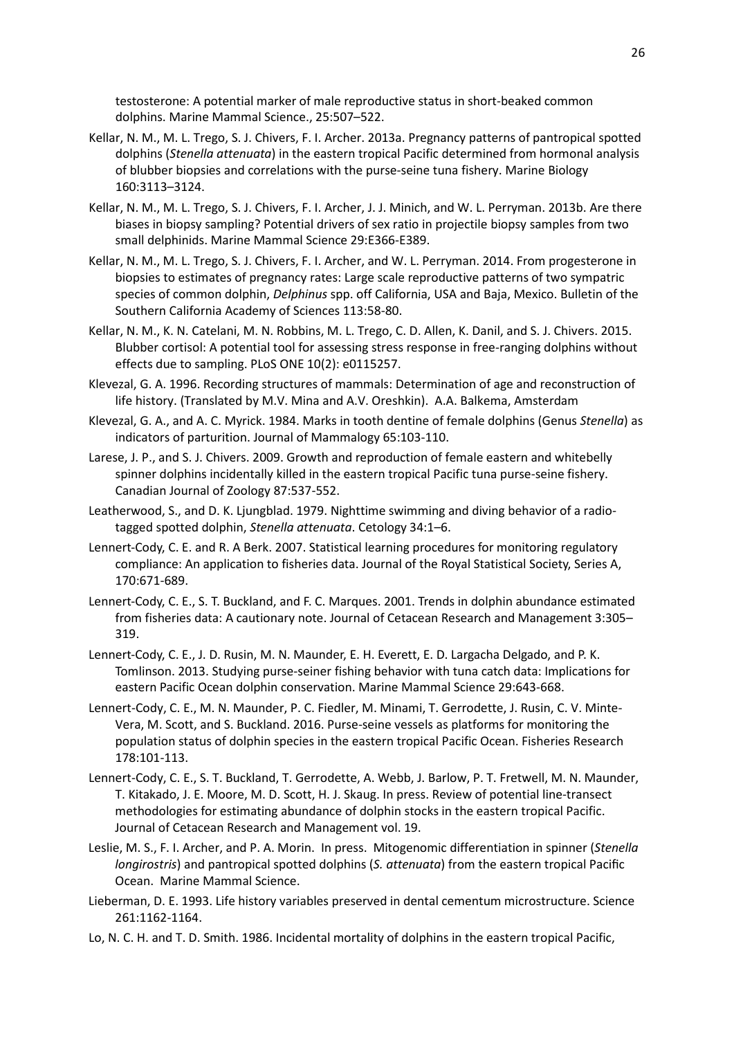testosterone: A potential marker of male reproductive status in short-beaked common dolphins. Marine Mammal Science., 25:507–522.

Kellar, N. M., M. L. Trego, S. J. Chivers, F. I. Archer. 2013a. Pregnancy patterns of pantropical spotted dolphins (*Stenella attenuata*) in the eastern tropical Pacific determined from hormonal analysis of blubber biopsies and correlations with the purse-seine tuna fishery. Marine Biology 160:3113–3124.

Kellar, N. M., M. L. Trego, S. J. Chivers, F. I. Archer, J. J. Minich, and W. L. Perryman. 2013b. Are there biases in biopsy sampling? Potential drivers of sex ratio in projectile biopsy samples from two small delphinids. Marine Mammal Science 29:E366-E389.

Kellar, N. M., M. L. Trego, S. J. Chivers, F. I. Archer, and W. L. Perryman. 2014. From progesterone in biopsies to estimates of pregnancy rates: Large scale reproductive patterns of two sympatric species of common dolphin, *Delphinus* spp. off California, USA and Baja, Mexico. Bulletin of the Southern California Academy of Sciences 113:58-80.

Kellar, N. M., K. N. Catelani, M. N. Robbins, M. L. Trego, C. D. Allen, K. Danil, and S. J. Chivers. 2015. Blubber cortisol: A potential tool for assessing stress response in free-ranging dolphins without effects due to sampling. PLoS ONE 10(2): e0115257.

Klevezal, G. A. 1996. Recording structures of mammals: Determination of age and reconstruction of life history. (Translated by M.V. Mina and A.V. Oreshkin). A.A. Balkema, Amsterdam

Klevezal, G. A., and A. C. Myrick. 1984. Marks in tooth dentine of female dolphins (Genus *Stenella*) as indicators of parturition. Journal of Mammalogy 65:103-110.

Larese, J. P., and S. J. Chivers. 2009. Growth and reproduction of female eastern and whitebelly spinner dolphins incidentally killed in the eastern tropical Pacific tuna purse-seine fishery. Canadian Journal of Zoology 87:537-552.

Leatherwood, S., and D. K. Ljungblad. 1979. Nighttime swimming and diving behavior of a radio-tagged spotted dolphin, *Stenella attenuata*. Cetology 34:1–6.

Lennert-Cody, C. E. and R. A Berk. 2007. Statistical learning procedures for monitoring regulatory compliance: An application to fisheries data. Journal of the Royal Statistical Society, Series A, 170:671-689.

Lennert-Cody, C. E., S. T. Buckland, and F. C. Marques. 2001. Trends in dolphin abundance estimated from fisheries data: A cautionary note. Journal of Cetacean Research and Management 3:305–319.

Lennert-Cody, C. E., J. D. Rusin, M. N. Maunder, E. H. Everett, E. D. Largacha Delgado, and P. K. Tomlinson. 2013. Studying purse-seiner fishing behavior with tuna catch data: Implications for eastern Pacific Ocean dolphin conservation. Marine Mammal Science 29:643-668.

Lennert-Cody, C. E., M. N. Maunder, P. C. Fiedler, M. Minami, T. Gerrodette, J. Rusin, C. V. Minte-Vera, M. Scott, and S. Buckland. 2016. Purse-seine vessels as platforms for monitoring the population status of dolphin species in the eastern tropical Pacific Ocean. Fisheries Research 178:101-113.

Lennert-Cody, C. E., S. T. Buckland, T. Gerrodette, A. Webb, J. Barlow, P. T. Fretwell, M. N. Maunder, T. Kitakado, J. E. Moore, M. D. Scott, H. J. Skaug. In press. Review of potential line-transect methodologies for estimating abundance of dolphin stocks in the eastern tropical Pacific. Journal of Cetacean Research and Management vol. 19.

Leslie, M. S., F. I. Archer, and P. A. Morin. In press. Mitogenomic differentiation in spinner (*Stenella longirostris*) and pantropical spotted dolphins (*S. attenuata*) from the eastern tropical Pacific Ocean. Marine Mammal Science.

Lieberman, D. E. 1993. Life history variables preserved in dental cementum microstructure. Science 261:1162-1164.

Lo, N. C. H. and T. D. Smith. 1986. Incidental mortality of dolphins in the eastern tropical Pacific,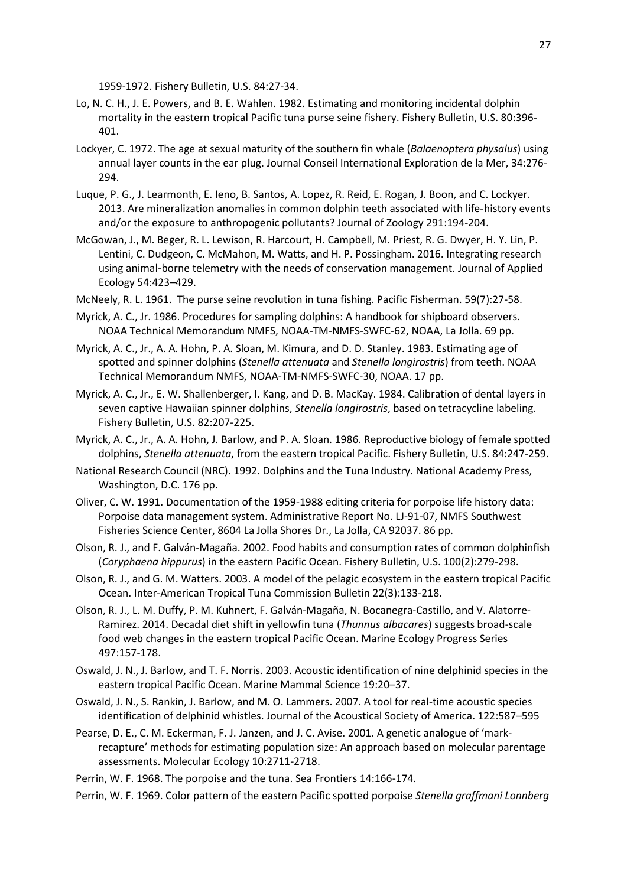1959-1972. Fishery Bulletin, U.S. 84:27-34.

Lo, N. C. H., J. E. Powers, and B. E. Wahlen. 1982. Estimating and monitoring incidental dolphin mortality in the eastern tropical Pacific tuna purse seine fishery. Fishery Bulletin, U.S. 80:396-401.

Lockyer, C. 1972. The age at sexual maturity of the southern fin whale (*Balaenoptera physalus*) using annual layer counts in the ear plug. Journal Conseil International Exploration de la Mer, 34:276-294.

Luque, P. G., J. Learmonth, E. Ieno, B. Santos, A. Lopez, R. Reid, E. Rogan, J. Boon, and C. Lockyer. 2013. Are mineralization anomalies in common dolphin teeth associated with life-history events and/or the exposure to anthropogenic pollutants? Journal of Zoology 291:194-204.

McGowan, J., M. Beger, R. L. Lewison, R. Harcourt, H. Campbell, M. Priest, R. G. Dwyer, H. Y. Lin, P. Lentini, C. Dudgeon, C. McMahon, M. Watts, and H. P. Possingham. 2016. Integrating research using animal-borne telemetry with the needs of conservation management. Journal of Applied Ecology 54:423–429.

McNeely, R. L. 1961. The purse seine revolution in tuna fishing. Pacific Fisherman. 59(7):27-58.

Myrick, A. C., Jr. 1986. Procedures for sampling dolphins: A handbook for shipboard observers. NOAA Technical Memorandum NMFS, NOAA-TM-NMFS-SWFC-62, NOAA, La Jolla. 69 pp.

Myrick, A. C., Jr., A. A. Hohn, P. A. Sloan, M. Kimura, and D. D. Stanley. 1983. Estimating age of spotted and spinner dolphins (*Stenella attenuata* and *Stenella longirostris*) from teeth. NOAA Technical Memorandum NMFS, NOAA-TM-NMFS-SWFC-30, NOAA. 17 pp.

Myrick, A. C., Jr., E. W. Shallenberger, I. Kang, and D. B. MacKay. 1984. Calibration of dental layers in seven captive Hawaiian spinner dolphins, *Stenella longirostris*, based on tetracycline labeling. Fishery Bulletin, U.S. 82:207-225.

Myrick, A. C., Jr., A. A. Hohn, J. Barlow, and P. A. Sloan. 1986. Reproductive biology of female spotted dolphins, *Stenella attenuata*, from the eastern tropical Pacific. Fishery Bulletin, U.S. 84:247-259.

National Research Council (NRC). 1992. Dolphins and the Tuna Industry. National Academy Press, Washington, D.C. 176 pp.

Oliver, C. W. 1991. Documentation of the 1959-1988 editing criteria for porpoise life history data: Porpoise data management system. Administrative Report No. LJ-91-07, NMFS Southwest Fisheries Science Center, 8604 La Jolla Shores Dr., La Jolla, CA 92037. 86 pp.

Olson, R. J., and F. Galván-Magaña. 2002. Food habits and consumption rates of common dolphinfish (*Coryphaena hippurus*) in the eastern Pacific Ocean. Fishery Bulletin, U.S. 100(2):279-298.

Olson, R. J., and G. M. Watters. 2003. A model of the pelagic ecosystem in the eastern tropical Pacific Ocean. Inter-American Tropical Tuna Commission Bulletin 22(3):133-218.

Olson, R. J., L. M. Duffy, P. M. Kuhnert, F. Galván-Magaña, N. Bocanegra-Castillo, and V. Alatorre-Ramirez. 2014. Decadal diet shift in yellowfin tuna (*Thunnus albacares*) suggests broad-scale food web changes in the eastern tropical Pacific Ocean. Marine Ecology Progress Series 497:157-178.

Oswald, J. N., J. Barlow, and T. F. Norris. 2003. Acoustic identification of nine delphinid species in the eastern tropical Pacific Ocean. Marine Mammal Science 19:20–37.

Oswald, J. N., S. Rankin, J. Barlow, and M. O. Lammers. 2007. A tool for real-time acoustic species identification of delphinid whistles. Journal of the Acoustical Society of America. 122:587–595

Pearse, D. E., C. M. Eckerman, F. J. Janzen, and J. C. Avise. 2001. A genetic analogue of 'mark-recapture' methods for estimating population size: An approach based on molecular parentage assessments. Molecular Ecology 10:2711-2718.

Perrin, W. F. 1968. The porpoise and the tuna. Sea Frontiers 14:166-174.

Perrin, W. F. 1969. Color pattern of the eastern Pacific spotted porpoise *Stenella graffmani Lonnberg*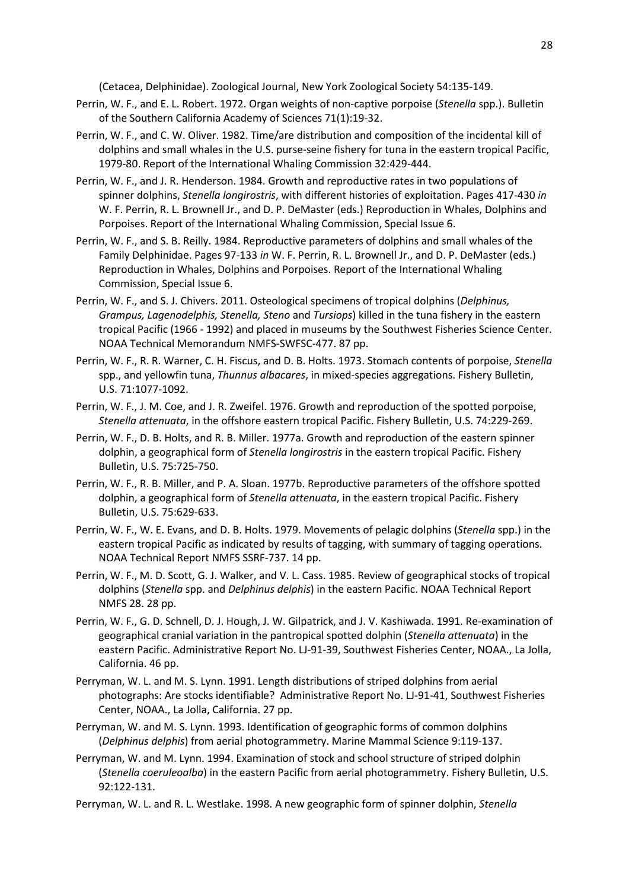(Cetacea, Delphinidae). Zoological Journal, New York Zoological Society 54:135-149.

Perrin, W. F., and E. L. Robert. 1972. Organ weights of non-captive porpoise (*Stenella* spp.). Bulletin of the Southern California Academy of Sciences 71(1):19-32.

Perrin, W. F., and C. W. Oliver. 1982. Time/are distribution and composition of the incidental kill of dolphins and small whales in the U.S. purse-seine fishery for tuna in the eastern tropical Pacific, 1979-80. Report of the International Whaling Commission 32:429-444.

Perrin, W. F., and J. R. Henderson. 1984. Growth and reproductive rates in two populations of spinner dolphins, *Stenella longirostris*, with different histories of exploitation. Pages 417-430 *in* W. F. Perrin, R. L. Brownell Jr., and D. P. DeMaster (eds.) Reproduction in Whales, Dolphins and Porpoises. Report of the International Whaling Commission, Special Issue 6.

Perrin, W. F., and S. B. Reilly. 1984. Reproductive parameters of dolphins and small whales of the Family Delphinidae. Pages 97-133 *in* W. F. Perrin, R. L. Brownell Jr., and D. P. DeMaster (eds.) Reproduction in Whales, Dolphins and Porpoises. Report of the International Whaling Commission, Special Issue 6.

Perrin, W. F., and S. J. Chivers. 2011. Osteological specimens of tropical dolphins (*Delphinus, Grampus, Lagenodelphis, Stenella, Steno* and *Tursiops*) killed in the tuna fishery in the eastern tropical Pacific (1966 - 1992) and placed in museums by the Southwest Fisheries Science Center. NOAA Technical Memorandum NMFS-SWFSC-477. 87 pp.

Perrin, W. F., R. R. Warner, C. H. Fiscus, and D. B. Holts. 1973. Stomach contents of porpoise, *Stenella* spp., and yellowfin tuna, *Thunnus albacares*, in mixed-species aggregations. Fishery Bulletin, U.S. 71:1077-1092.

Perrin, W. F., J. M. Coe, and J. R. Zweifel. 1976. Growth and reproduction of the spotted porpoise, *Stenella attenuata*, in the offshore eastern tropical Pacific. Fishery Bulletin, U.S. 74:229-269.

Perrin, W. F., D. B. Holts, and R. B. Miller. 1977a. Growth and reproduction of the eastern spinner dolphin, a geographical form of *Stenella longirostris* in the eastern tropical Pacific. Fishery Bulletin, U.S. 75:725-750.

Perrin, W. F., R. B. Miller, and P. A. Sloan. 1977b. Reproductive parameters of the offshore spotted dolphin, a geographical form of *Stenella attenuata*, in the eastern tropical Pacific. Fishery Bulletin, U.S. 75:629-633.

Perrin, W. F., W. E. Evans, and D. B. Holts. 1979. Movements of pelagic dolphins (*Stenella* spp.) in the eastern tropical Pacific as indicated by results of tagging, with summary of tagging operations. NOAA Technical Report NMFS SSRF-737. 14 pp.

Perrin, W. F., M. D. Scott, G. J. Walker, and V. L. Cass. 1985. Review of geographical stocks of tropical dolphins (*Stenella* spp. and *Delphinus delphis*) in the eastern Pacific. NOAA Technical Report NMFS 28. 28 pp.

Perrin, W. F., G. D. Schnell, D. J. Hough, J. W. Gilpatrick, and J. V. Kashiwada. 1991. Re-examination of geographical cranial variation in the pantropical spotted dolphin (*Stenella attenuata*) in the eastern Pacific. Administrative Report No. LJ-91-39, Southwest Fisheries Center, NOAA., La Jolla, California. 46 pp.

Perryman, W. L. and M. S. Lynn. 1991. Length distributions of striped dolphins from aerial photographs: Are stocks identifiable? Administrative Report No. LJ-91-41, Southwest Fisheries Center, NOAA., La Jolla, California. 27 pp.

Perryman, W. and M. S. Lynn. 1993. Identification of geographic forms of common dolphins (*Delphinus delphis*) from aerial photogrammetry. Marine Mammal Science 9:119-137.

Perryman, W. and M. Lynn. 1994. Examination of stock and school structure of striped dolphin (*Stenella coeruleoalba*) in the eastern Pacific from aerial photogrammetry. Fishery Bulletin, U.S. 92:122-131.

Perryman, W. L. and R. L. Westlake. 1998. A new geographic form of spinner dolphin, *Stenella*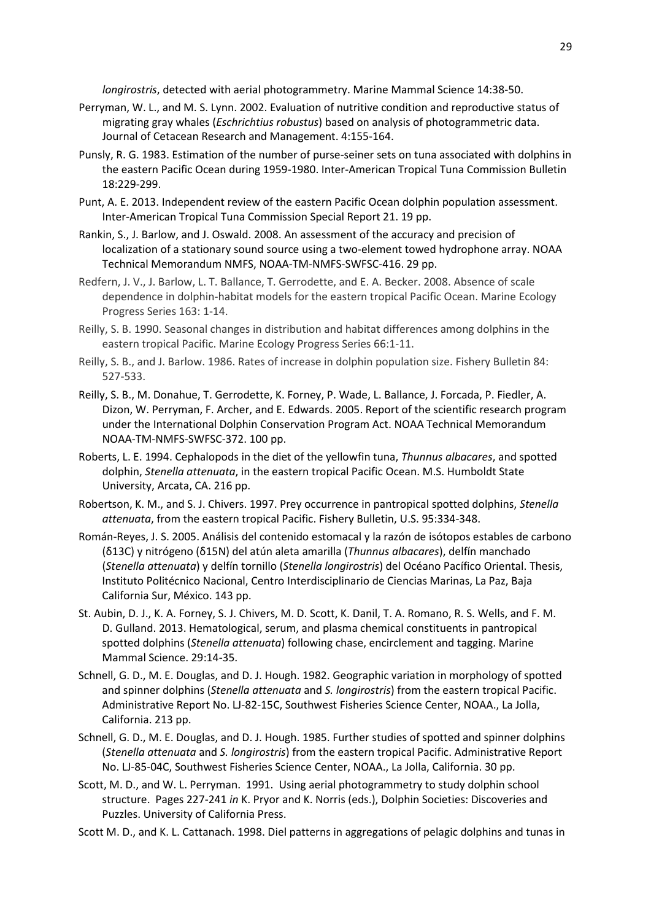*longirostris*, detected with aerial photogrammetry. Marine Mammal Science 14:38-50.

Perryman, W. L., and M. S. Lynn. 2002. Evaluation of nutritive condition and reproductive status of migrating gray whales (*Eschrichtius robustus*) based on analysis of photogrammetric data. Journal of Cetacean Research and Management. 4:155-164.

Punsly, R. G. 1983. Estimation of the number of purse-seiner sets on tuna associated with dolphins in the eastern Pacific Ocean during 1959-1980. Inter-American Tropical Tuna Commission Bulletin 18:229-299.

Punt, A. E. 2013. Independent review of the eastern Pacific Ocean dolphin population assessment. Inter-American Tropical Tuna Commission Special Report 21. 19 pp.

Rankin, S., J. Barlow, and J. Oswald. 2008. An assessment of the accuracy and precision of localization of a stationary sound source using a two-element towed hydrophone array. NOAA Technical Memorandum NMFS, NOAA-TM-NMFS-SWFSC-416. 29 pp.

Redfern, J. V., J. Barlow, L. T. Ballance, T. Gerrodette, and E. A. Becker. 2008. Absence of scale dependence in dolphin-habitat models for the eastern tropical Pacific Ocean. Marine Ecology Progress Series 163: 1-14.

Reilly, S. B. 1990. Seasonal changes in distribution and habitat differences among dolphins in the eastern tropical Pacific. Marine Ecology Progress Series 66:1-11.

Reilly, S. B., and J. Barlow. 1986. Rates of increase in dolphin population size. Fishery Bulletin 84: 527-533.

Reilly, S. B., M. Donahue, T. Gerrodette, K. Forney, P. Wade, L. Ballance, J. Forcada, P. Fiedler, A. Dizon, W. Perryman, F. Archer, and E. Edwards. 2005. Report of the scientific research program under the International Dolphin Conservation Program Act. NOAA Technical Memorandum NOAA-TM-NMFS-SWFSC-372. 100 pp.

Roberts, L. E. 1994. Cephalopods in the diet of the yellowfin tuna, *Thunnus albacares*, and spotted dolphin, *Stenella attenuata*, in the eastern tropical Pacific Ocean. M.S. Humboldt State University, Arcata, CA. 216 pp.

Robertson, K. M., and S. J. Chivers. 1997. Prey occurrence in pantropical spotted dolphins, *Stenella attenuata*, from the eastern tropical Pacific. Fishery Bulletin, U.S. 95:334-348.

Román-Reyes, J. S. 2005. Análisis del contenido estomacal y la razón de isótopos estables de carbono (δ13C) y nitrógeno (δ15N) del atún aleta amarilla (*Thunnus albacares*), delfín manchado (*Stenella attenuata*) y delfín tornillo (*Stenella longirostris*) del Océano Pacífico Oriental. Thesis, Instituto Politécnico Nacional, Centro Interdisciplinario de Ciencias Marinas, La Paz, Baja California Sur, México. 143 pp.

St. Aubin, D. J., K. A. Forney, S. J. Chivers, M. D. Scott, K. Danil, T. A. Romano, R. S. Wells, and F. M. D. Gulland. 2013. Hematological, serum, and plasma chemical constituents in pantropical spotted dolphins (*Stenella attenuata*) following chase, encirclement and tagging. Marine Mammal Science. 29:14-35.

Schnell, G. D., M. E. Douglas, and D. J. Hough. 1982. Geographic variation in morphology of spotted and spinner dolphins (*Stenella attenuata* and *S. longirostris*) from the eastern tropical Pacific. Administrative Report No. LJ-82-15C, Southwest Fisheries Science Center, NOAA., La Jolla, California. 213 pp.

Schnell, G. D., M. E. Douglas, and D. J. Hough. 1985. Further studies of spotted and spinner dolphins (*Stenella attenuata* and *S. longirostris*) from the eastern tropical Pacific. Administrative Report No. LJ-85-04C, Southwest Fisheries Science Center, NOAA., La Jolla, California. 30 pp.

Scott, M. D., and W. L. Perryman. 1991. Using aerial photogrammetry to study dolphin school structure. Pages 227-241 *in* K. Pryor and K. Norris (eds.), Dolphin Societies: Discoveries and Puzzles. University of California Press.

Scott M. D., and K. L. Cattanach. 1998. Diel patterns in aggregations of pelagic dolphins and tunas in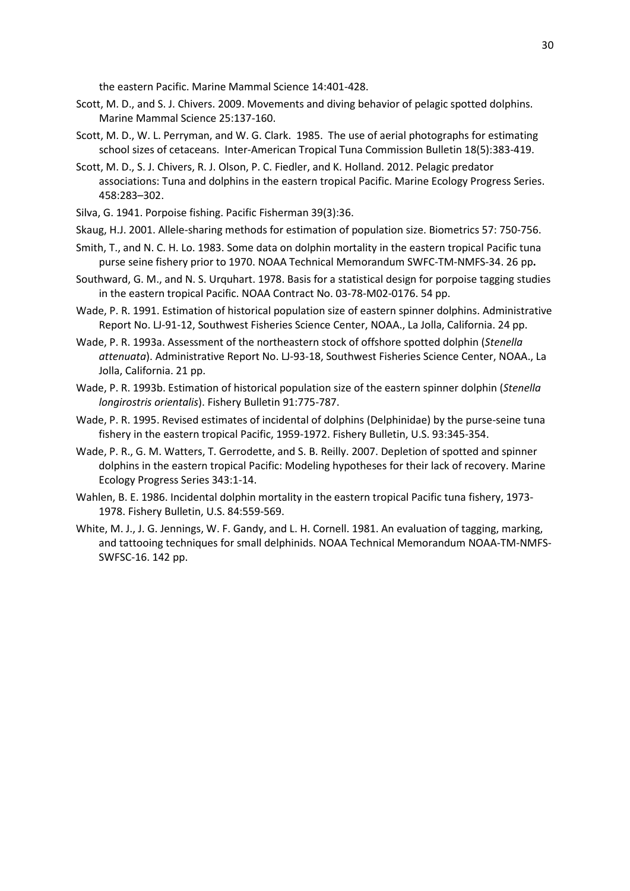the eastern Pacific. Marine Mammal Science 14:401-428.

Scott, M. D., and S. J. Chivers. 2009. Movements and diving behavior of pelagic spotted dolphins. Marine Mammal Science 25:137-160.

Scott, M. D., W. L. Perryman, and W. G. Clark. 1985. The use of aerial photographs for estimating school sizes of cetaceans. Inter-American Tropical Tuna Commission Bulletin 18(5):383-419.

Scott, M. D., S. J. Chivers, R. J. Olson, P. C. Fiedler, and K. Holland. 2012. Pelagic predator associations: Tuna and dolphins in the eastern tropical Pacific. Marine Ecology Progress Series. 458:283–302.

Silva, G. 1941. Porpoise fishing. Pacific Fisherman 39(3):36.

Skaug, H.J. 2001. Allele-sharing methods for estimation of population size. Biometrics 57: 750-756.

Smith, T., and N. C. H. Lo. 1983. Some data on dolphin mortality in the eastern tropical Pacific tuna purse seine fishery prior to 1970. NOAA Technical Memorandum SWFC-TM-NMFS-34. 26 pp**.**

Southward, G. M., and N. S. Urquhart. 1978. Basis for a statistical design for porpoise tagging studies in the eastern tropical Pacific. NOAA Contract No. 03-78-M02-0176. 54 pp.

Wade, P. R. 1991. Estimation of historical population size of eastern spinner dolphins. Administrative Report No. LJ-91-12, Southwest Fisheries Science Center, NOAA., La Jolla, California. 24 pp.

Wade, P. R. 1993a. Assessment of the northeastern stock of offshore spotted dolphin (*Stenella attenuata*). Administrative Report No. LJ-93-18, Southwest Fisheries Science Center, NOAA., La Jolla, California. 21 pp.

Wade, P. R. 1993b. Estimation of historical population size of the eastern spinner dolphin (*Stenella longirostris orientalis*). Fishery Bulletin 91:775-787.

Wade, P. R. 1995. Revised estimates of incidental of dolphins (Delphinidae) by the purse-seine tuna fishery in the eastern tropical Pacific, 1959-1972. Fishery Bulletin, U.S. 93:345-354.

Wade, P. R., G. M. Watters, T. Gerrodette, and S. B. Reilly. 2007. Depletion of spotted and spinner dolphins in the eastern tropical Pacific: Modeling hypotheses for their lack of recovery. Marine Ecology Progress Series 343:1-14.

Wahlen, B. E. 1986. Incidental dolphin mortality in the eastern tropical Pacific tuna fishery, 1973-1978. Fishery Bulletin, U.S. 84:559-569.

White, M. J., J. G. Jennings, W. F. Gandy, and L. H. Cornell. 1981. An evaluation of tagging, marking, and tattooing techniques for small delphinids. NOAA Technical Memorandum NOAA-TM-NMFS-SWFSC-16. 142 pp.